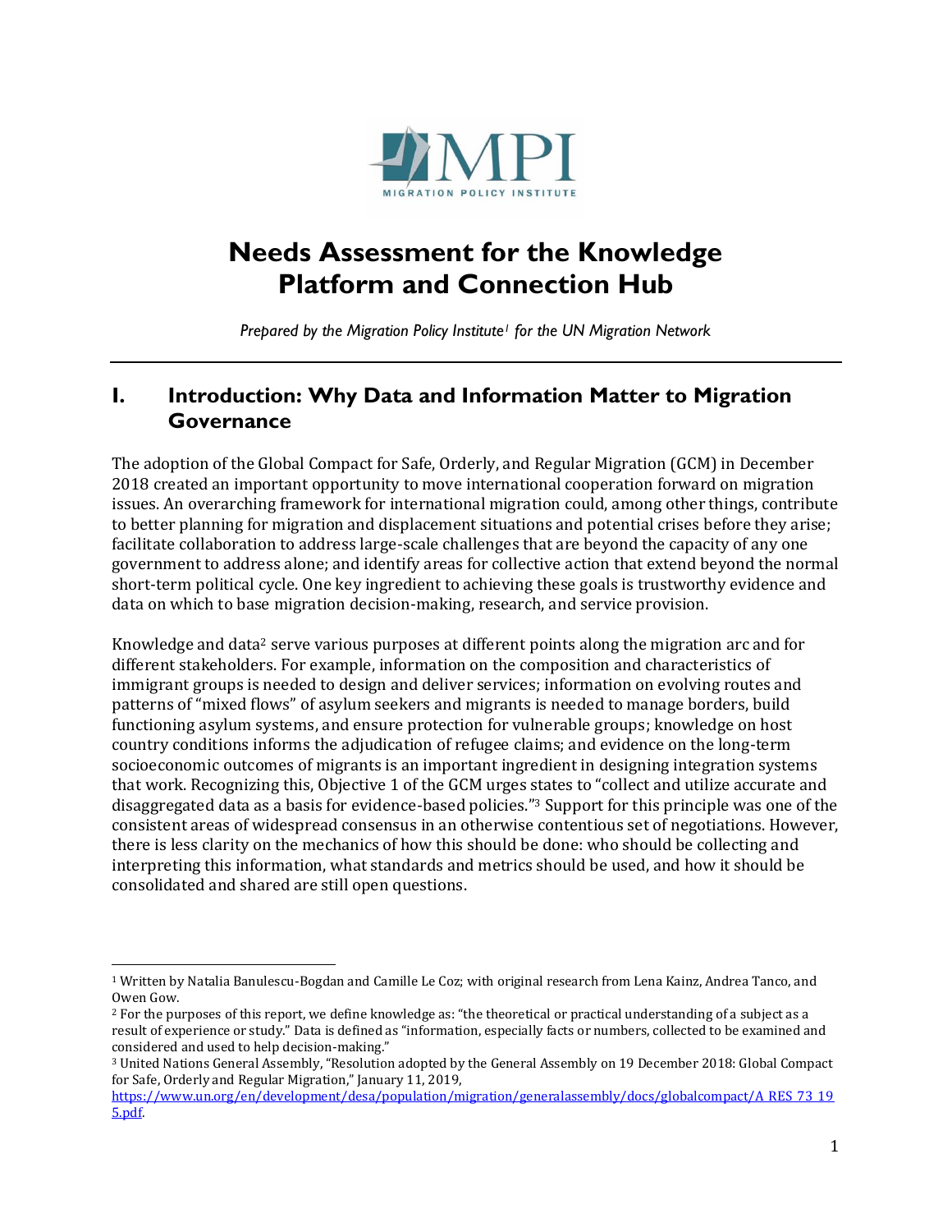# Needs Assessment for the Knowledge Platform and Connection Hub

*Prepared by the Migration Policy Institute[1] for the UN Migration Network*

---

## I. Introduction: Why Data and Information Matter to Migration Governance

The adoption of the Global Compact for Safe, Orderly, and Regular Migration (GCM) in December 2018 created an important opportunity to move international cooperation forward on migration issues. An overarching framework for international migration could, among other things, contribute to better planning for migration and displacement situations and potential crises before they arise; facilitate collaboration to address large-scale challenges that are beyond the capacity of any one government to address alone; and identify areas for collective action that extend beyond the normal short-term political cycle. One key ingredient to achieving these goals is trustworthy evidence and data on which to base migration decision-making, research, and service provision.

Knowledge and data[2] serve various purposes at different points along the migration arc and for different stakeholders. For example, information on the composition and characteristics of immigrant groups is needed to design and deliver services; information on evolving routes and patterns of "mixed flows" of asylum seekers and migrants is needed to manage borders, build functioning asylum systems, and ensure protection for vulnerable groups; knowledge on host country conditions informs the adjudication of refugee claims; and evidence on the long-term socioeconomic outcomes of migrants is an important ingredient in designing integration systems that work. Recognizing this, Objective 1 of the GCM urges states to "collect and utilize accurate and disaggregated data as a basis for evidence-based policies."[3] Support for this principle was one of the consistent areas of widespread consensus in an otherwise contentious set of negotiations. However, there is less clarity on the mechanics of how this should be done: who should be collecting and interpreting this information, what standards and metrics should be used, and how it should be consolidated and shared are still open questions.

---

[1] Written by Natalia Banulescu-Bogdan and Camille Le Coz; with original research from Lena Kainz, Andrea Tanco, and Owen Gow.

[2] For the purposes of this report, we define knowledge as: "the theoretical or practical understanding of a subject as a result of experience or study." Data is defined as "information, especially facts or numbers, collected to be examined and considered and used to help decision-making."

[3] United Nations General Assembly, "Resolution adopted by the General Assembly on 19 December 2018: Global Compact for Safe, Orderly and Regular Migration," January 11, 2019, https://www.un.org/en/development/desa/population/migration/generalassembly/docs/globalcompact/A_RES_73_195.pdf.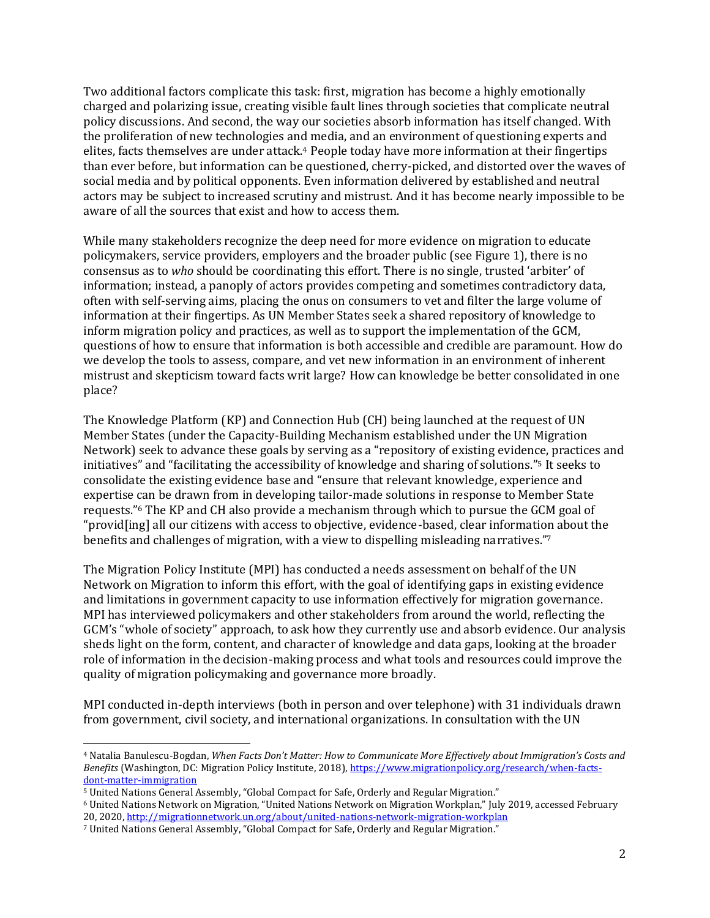Two additional factors complicate this task: first, migration has become a highly emotionally charged and polarizing issue, creating visible fault lines through societies that complicate neutral policy discussions. And second, the way our societies absorb information has itself changed. With the proliferation of new technologies and media, and an environment of questioning experts and elites, facts themselves are under attack.[4] People today have more information at their fingertips than ever before, but information can be questioned, cherry-picked, and distorted over the waves of social media and by political opponents. Even information delivered by established and neutral actors may be subject to increased scrutiny and mistrust. And it has become nearly impossible to be aware of all the sources that exist and how to access them.

While many stakeholders recognize the deep need for more evidence on migration to educate policymakers, service providers, employers and the broader public (see Figure 1), there is no consensus as to *who* should be coordinating this effort. There is no single, trusted 'arbiter' of information; instead, a panoply of actors provides competing and sometimes contradictory data, often with self-serving aims, placing the onus on consumers to vet and filter the large volume of information at their fingertips. As UN Member States seek a shared repository of knowledge to inform migration policy and practices, as well as to support the implementation of the GCM, questions of how to ensure that information is both accessible and credible are paramount. How do we develop the tools to assess, compare, and vet new information in an environment of inherent mistrust and skepticism toward facts writ large? How can knowledge be better consolidated in one place?

The Knowledge Platform (KP) and Connection Hub (CH) being launched at the request of UN Member States (under the Capacity-Building Mechanism established under the UN Migration Network) seek to advance these goals by serving as a "repository of existing evidence, practices and initiatives" and "facilitating the accessibility of knowledge and sharing of solutions."[5] It seeks to consolidate the existing evidence base and "ensure that relevant knowledge, experience and expertise can be drawn from in developing tailor-made solutions in response to Member State requests."[6] The KP and CH also provide a mechanism through which to pursue the GCM goal of "provid[ing] all our citizens with access to objective, evidence-based, clear information about the benefits and challenges of migration, with a view to dispelling misleading narratives."[7]

The Migration Policy Institute (MPI) has conducted a needs assessment on behalf of the UN Network on Migration to inform this effort, with the goal of identifying gaps in existing evidence and limitations in government capacity to use information effectively for migration governance. MPI has interviewed policymakers and other stakeholders from around the world, reflecting the GCM's "whole of society" approach, to ask how they currently use and absorb evidence. Our analysis sheds light on the form, content, and character of knowledge and data gaps, looking at the broader role of information in the decision-making process and what tools and resources could improve the quality of migration policymaking and governance more broadly.

MPI conducted in-depth interviews (both in person and over telephone) with 31 individuals drawn from government, civil society, and international organizations. In consultation with the UN

---

[4] Natalia Banulescu-Bogdan, *When Facts Don't Matter: How to Communicate More Effectively about Immigration's Costs and Benefits* (Washington, DC: Migration Policy Institute, 2018), https://www.migrationpolicy.org/research/when-facts-dont-matter-immigration

[5] United Nations General Assembly, "Global Compact for Safe, Orderly and Regular Migration."

[6] United Nations Network on Migration, "United Nations Network on Migration Workplan," July 2019, accessed February 20, 2020, http://migrationnetwork.un.org/about/united-nations-network-migration-workplan

[7] United Nations General Assembly, "Global Compact for Safe, Orderly and Regular Migration."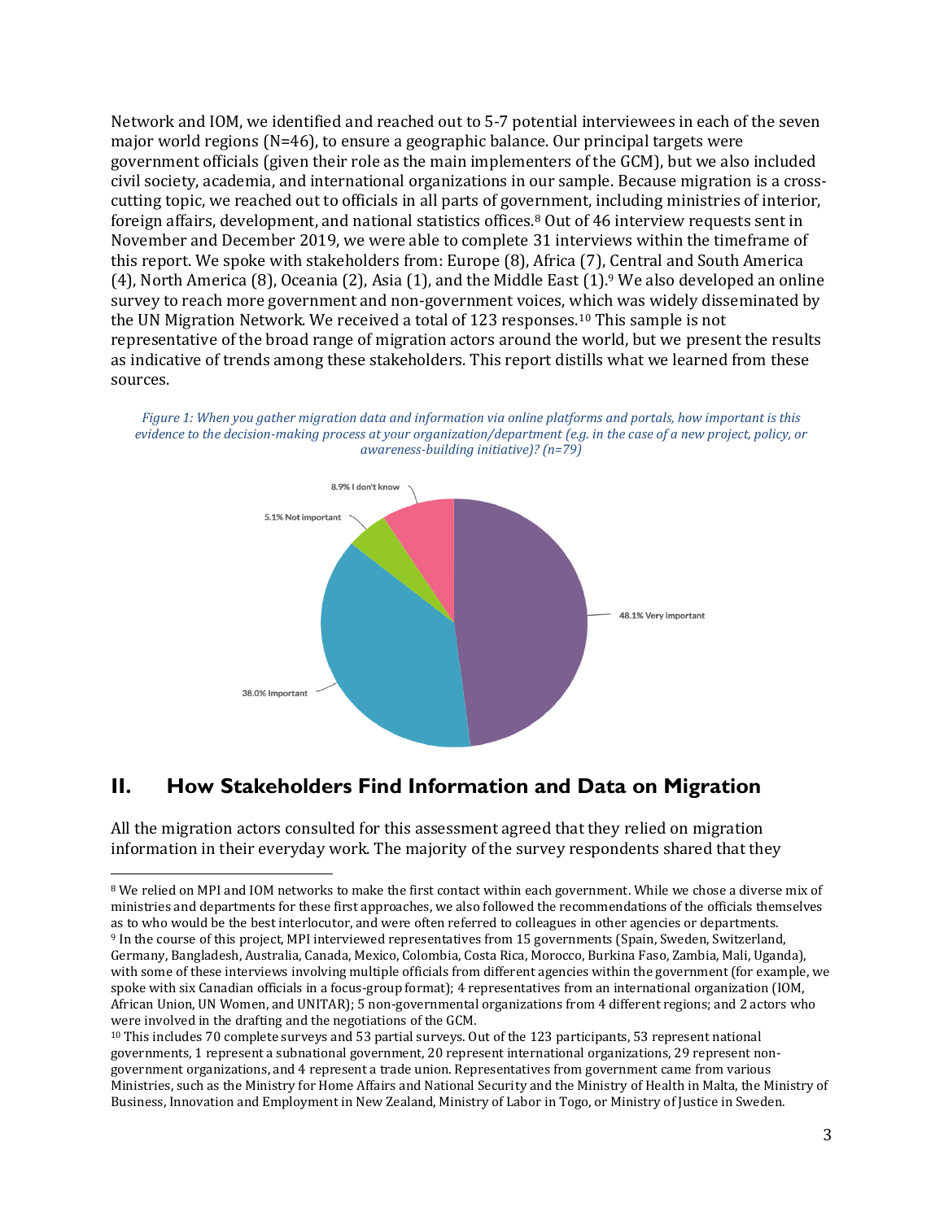Network and IOM, we identified and reached out to 5-7 potential interviewees in each of the seven major world regions (N=46), to ensure a geographic balance. Our principal targets were government officials (given their role as the main implementers of the GCM), but we also included civil society, academia, and international organizations in our sample. Because migration is a cross-cutting topic, we reached out to officials in all parts of government, including ministries of interior, foreign affairs, development, and national statistics offices.[8] Out of 46 interview requests sent in November and December 2019, we were able to complete 31 interviews within the timeframe of this report. We spoke with stakeholders from: Europe (8), Africa (7), Central and South America (4), North America (8), Oceania (2), Asia (1), and the Middle East (1).[9] We also developed an online survey to reach more government and non-government voices, which was widely disseminated by the UN Migration Network. We received a total of 123 responses.[10] This sample is not representative of the broad range of migration actors around the world, but we present the results as indicative of trends among these stakeholders. This report distills what we learned from these sources.

*Figure 1: When you gather migration data and information via online platforms and portals, how important is this evidence to the decision-making process at your organization/department (e.g. in the case of a new project, policy, or awareness-building initiative)? (n=79)*

- 48.1% Very important
- 38.0% Important
- 5.1% Not important
- 8.9% I don't know

## II. How Stakeholders Find Information and Data on Migration

All the migration actors consulted for this assessment agreed that they relied on migration information in their everyday work. The majority of the survey respondents shared that they

---

[8] We relied on MPI and IOM networks to make the first contact within each government. While we chose a diverse mix of ministries and departments for these first approaches, we also followed the recommendations of the officials themselves as to who would be the best interlocutor, and were often referred to colleagues in other agencies or departments.

[9] In the course of this project, MPI interviewed representatives from 15 governments (Spain, Sweden, Switzerland, Germany, Bangladesh, Australia, Canada, Mexico, Colombia, Costa Rica, Morocco, Burkina Faso, Zambia, Mali, Uganda), with some of these interviews involving multiple officials from different agencies within the government (for example, we spoke with six Canadian officials in a focus-group format); 4 representatives from an international organization (IOM, African Union, UN Women, and UNITAR); 5 non-governmental organizations from 4 different regions; and 2 actors who were involved in the drafting and the negotiations of the GCM.

[10] This includes 70 complete surveys and 53 partial surveys. Out of the 123 participants, 53 represent national governments, 1 represent a subnational government, 20 represent international organizations, 29 represent non-government organizations, and 4 represent a trade union. Representatives from government came from various Ministries, such as the Ministry for Home Affairs and National Security and the Ministry of Health in Malta, the Ministry of Business, Innovation and Employment in New Zealand, Ministry of Labor in Togo, or Ministry of Justice in Sweden.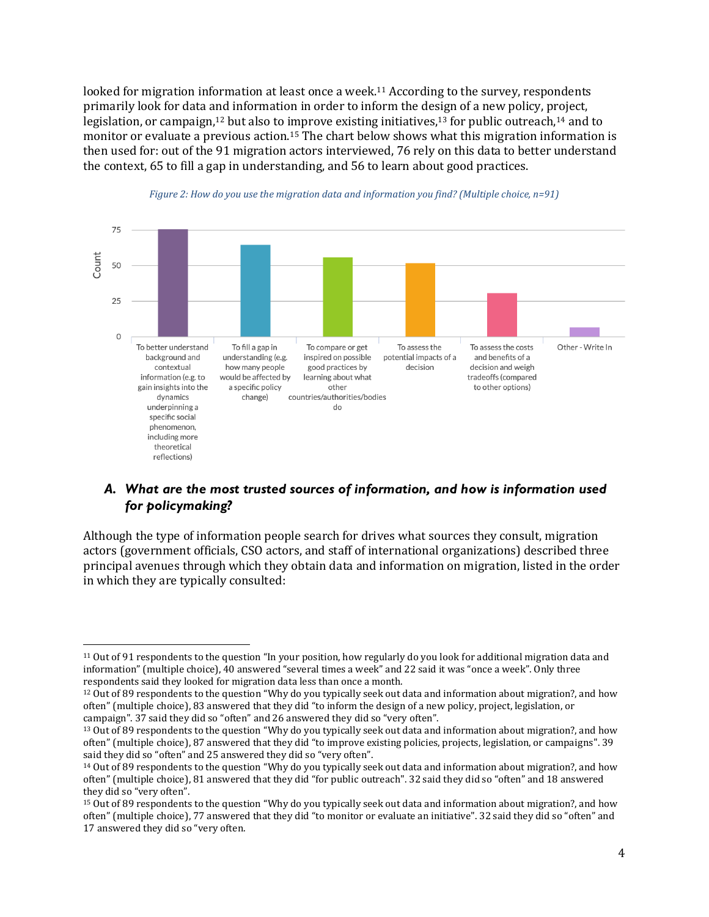looked for migration information at least once a week.[11] According to the survey, respondents primarily look for data and information in order to inform the design of a new policy, project, legislation, or campaign,[12] but also to improve existing initiatives,[13] for public outreach,[14] and to monitor or evaluate a previous action.[15] The chart below shows what this migration information is then used for: out of the 91 migration actors interviewed, 76 rely on this data to better understand the context, 65 to fill a gap in understanding, and 56 to learn about good practices.

*Figure 2: How do you use the migration data and information you find? (Multiple choice, n=91)*

| Use | Count |
|---|---|
| To better understand background and contextual information (e.g. to gain insights into the dynamics underpinning a specific social phenomenon, including more theoretical reflections) | 76 |
| To fill a gap in understanding (e.g. how many people would be affected by a specific policy change) | 65 |
| To compare or get inspired on possible good practices by learning about what other countries/authorities/bodies do | 56 |
| To assess the potential impacts of a decision | ~52 |
| To assess the costs and benefits of a decision and weigh tradeoffs (compared to other options) | ~31 |
| Other - Write In | ~7 |

### A. *What are the most trusted sources of information, and how is information used for policymaking?*

Although the type of information people search for drives what sources they consult, migration actors (government officials, CSO actors, and staff of international organizations) described three principal avenues through which they obtain data and information on migration, listed in the order in which they are typically consulted:

---

[11] Out of 91 respondents to the question "In your position, how regularly do you look for additional migration data and information" (multiple choice), 40 answered "several times a week" and 22 said it was "once a week". Only three respondents said they looked for migration data less than once a month.

[12] Out of 89 respondents to the question "Why do you typically seek out data and information about migration?, and how often" (multiple choice), 83 answered that they did "to inform the design of a new policy, project, legislation, or campaign". 37 said they did so "often" and 26 answered they did so "very often".

[13] Out of 89 respondents to the question "Why do you typically seek out data and information about migration?, and how often" (multiple choice), 87 answered that they did "to improve existing policies, projects, legislation, or campaigns". 39 said they did so "often" and 25 answered they did so "very often".

[14] Out of 89 respondents to the question "Why do you typically seek out data and information about migration?, and how often" (multiple choice), 81 answered that they did "for public outreach". 32 said they did so "often" and 18 answered they did so "very often".

[15] Out of 89 respondents to the question "Why do you typically seek out data and information about migration?, and how often" (multiple choice), 77 answered that they did "to monitor or evaluate an initiative". 32 said they did so "often" and 17 answered they did so "very often.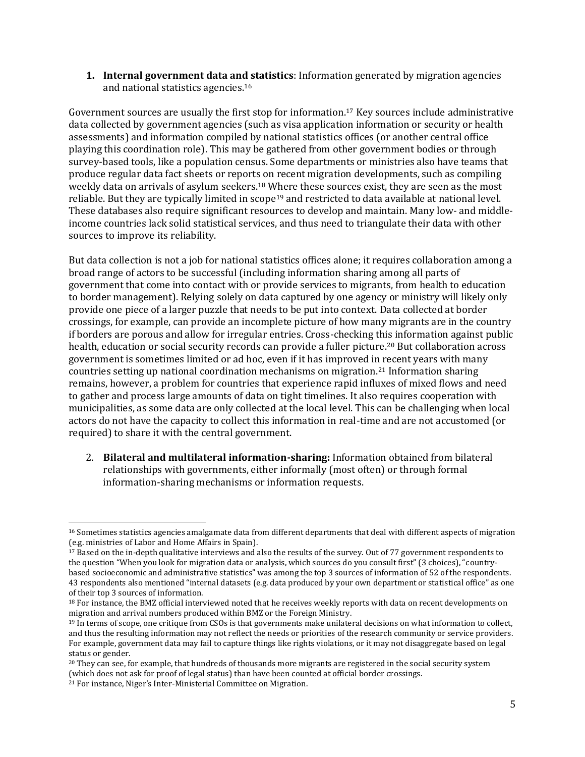1. **Internal government data and statistics**: Information generated by migration agencies and national statistics agencies.[16]

Government sources are usually the first stop for information.[17] Key sources include administrative data collected by government agencies (such as visa application information or security or health assessments) and information compiled by national statistics offices (or another central office playing this coordination role). This may be gathered from other government bodies or through survey-based tools, like a population census. Some departments or ministries also have teams that produce regular data fact sheets or reports on recent migration developments, such as compiling weekly data on arrivals of asylum seekers.[18] Where these sources exist, they are seen as the most reliable. But they are typically limited in scope[19] and restricted to data available at national level. These databases also require significant resources to develop and maintain. Many low- and middle-income countries lack solid statistical services, and thus need to triangulate their data with other sources to improve its reliability.

But data collection is not a job for national statistics offices alone; it requires collaboration among a broad range of actors to be successful (including information sharing among all parts of government that come into contact with or provide services to migrants, from health to education to border management). Relying solely on data captured by one agency or ministry will likely only provide one piece of a larger puzzle that needs to be put into context. Data collected at border crossings, for example, can provide an incomplete picture of how many migrants are in the country if borders are porous and allow for irregular entries. Cross-checking this information against public health, education or social security records can provide a fuller picture.[20] But collaboration across government is sometimes limited or ad hoc, even if it has improved in recent years with many countries setting up national coordination mechanisms on migration.[21] Information sharing remains, however, a problem for countries that experience rapid influxes of mixed flows and need to gather and process large amounts of data on tight timelines. It also requires cooperation with municipalities, as some data are only collected at the local level. This can be challenging when local actors do not have the capacity to collect this information in real-time and are not accustomed (or required) to share it with the central government.

2. **Bilateral and multilateral information-sharing:** Information obtained from bilateral relationships with governments, either informally (most often) or through formal information-sharing mechanisms or information requests.

---

[16] Sometimes statistics agencies amalgamate data from different departments that deal with different aspects of migration (e.g. ministries of Labor and Home Affairs in Spain).

[17] Based on the in-depth qualitative interviews and also the results of the survey. Out of 77 government respondents to the question "When you look for migration data or analysis, which sources do you consult first" (3 choices), "country-based socioeconomic and administrative statistics" was among the top 3 sources of information of 52 of the respondents. 43 respondents also mentioned "internal datasets (e.g. data produced by your own department or statistical office" as one of their top 3 sources of information.

[18] For instance, the BMZ official interviewed noted that he receives weekly reports with data on recent developments on migration and arrival numbers produced within BMZ or the Foreign Ministry.

[19] In terms of scope, one critique from CSOs is that governments make unilateral decisions on what information to collect, and thus the resulting information may not reflect the needs or priorities of the research community or service providers. For example, government data may fail to capture things like rights violations, or it may not disaggregate based on legal status or gender.

[20] They can see, for example, that hundreds of thousands more migrants are registered in the social security system (which does not ask for proof of legal status) than have been counted at official border crossings.

[21] For instance, Niger's Inter-Ministerial Committee on Migration.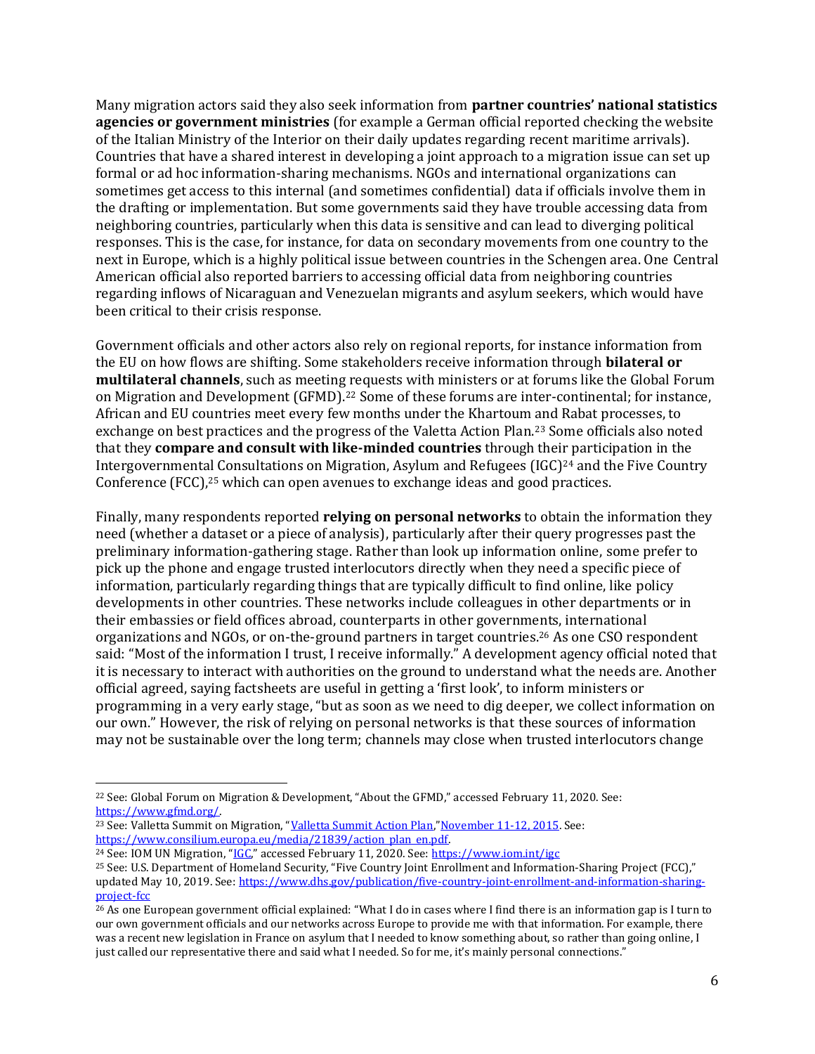Many migration actors said they also seek information from **partner countries' national statistics agencies or government ministries** (for example a German official reported checking the website of the Italian Ministry of the Interior on their daily updates regarding recent maritime arrivals). Countries that have a shared interest in developing a joint approach to a migration issue can set up formal or ad hoc information-sharing mechanisms. NGOs and international organizations can sometimes get access to this internal (and sometimes confidential) data if officials involve them in the drafting or implementation. But some governments said they have trouble accessing data from neighboring countries, particularly when this data is sensitive and can lead to diverging political responses. This is the case, for instance, for data on secondary movements from one country to the next in Europe, which is a highly political issue between countries in the Schengen area. One Central American official also reported barriers to accessing official data from neighboring countries regarding inflows of Nicaraguan and Venezuelan migrants and asylum seekers, which would have been critical to their crisis response.

Government officials and other actors also rely on regional reports, for instance information from the EU on how flows are shifting. Some stakeholders receive information through **bilateral or multilateral channels**, such as meeting requests with ministers or at forums like the Global Forum on Migration and Development (GFMD).[22] Some of these forums are inter-continental; for instance, African and EU countries meet every few months under the Khartoum and Rabat processes, to exchange on best practices and the progress of the Valetta Action Plan.[23] Some officials also noted that they **compare and consult with like-minded countries** through their participation in the Intergovernmental Consultations on Migration, Asylum and Refugees (IGC)[24] and the Five Country Conference (FCC),[25] which can open avenues to exchange ideas and good practices.

Finally, many respondents reported **relying on personal networks** to obtain the information they need (whether a dataset or a piece of analysis), particularly after their query progresses past the preliminary information-gathering stage. Rather than look up information online, some prefer to pick up the phone and engage trusted interlocutors directly when they need a specific piece of information, particularly regarding things that are typically difficult to find online, like policy developments in other countries. These networks include colleagues in other departments or in their embassies or field offices abroad, counterparts in other governments, international organizations and NGOs, or on-the-ground partners in target countries.[26] As one CSO respondent said: "Most of the information I trust, I receive informally." A development agency official noted that it is necessary to interact with authorities on the ground to understand what the needs are. Another official agreed, saying factsheets are useful in getting a 'first look', to inform ministers or programming in a very early stage, "but as soon as we need to dig deeper, we collect information on our own." However, the risk of relying on personal networks is that these sources of information may not be sustainable over the long term; channels may close when trusted interlocutors change

---

[22] See: Global Forum on Migration & Development, "About the GFMD," accessed February 11, 2020. See: https://www.gfmd.org/.

[23] See: Valletta Summit on Migration, "Valletta Summit Action Plan," November 11-12, 2015. See: https://www.consilium.europa.eu/media/21839/action_plan_en.pdf.

[24] See: IOM UN Migration, "IGC," accessed February 11, 2020. See: https://www.iom.int/igc

[25] See: U.S. Department of Homeland Security, "Five Country Joint Enrollment and Information-Sharing Project (FCC)," updated May 10, 2019. See: https://www.dhs.gov/publication/five-country-joint-enrollment-and-information-sharing-project-fcc

[26] As one European government official explained: "What I do in cases where I find there is an information gap is I turn to our own government officials and our networks across Europe to provide me with that information. For example, there was a recent new legislation in France on asylum that I needed to know something about, so rather than going online, I just called our representative there and said what I needed. So for me, it's mainly personal connections."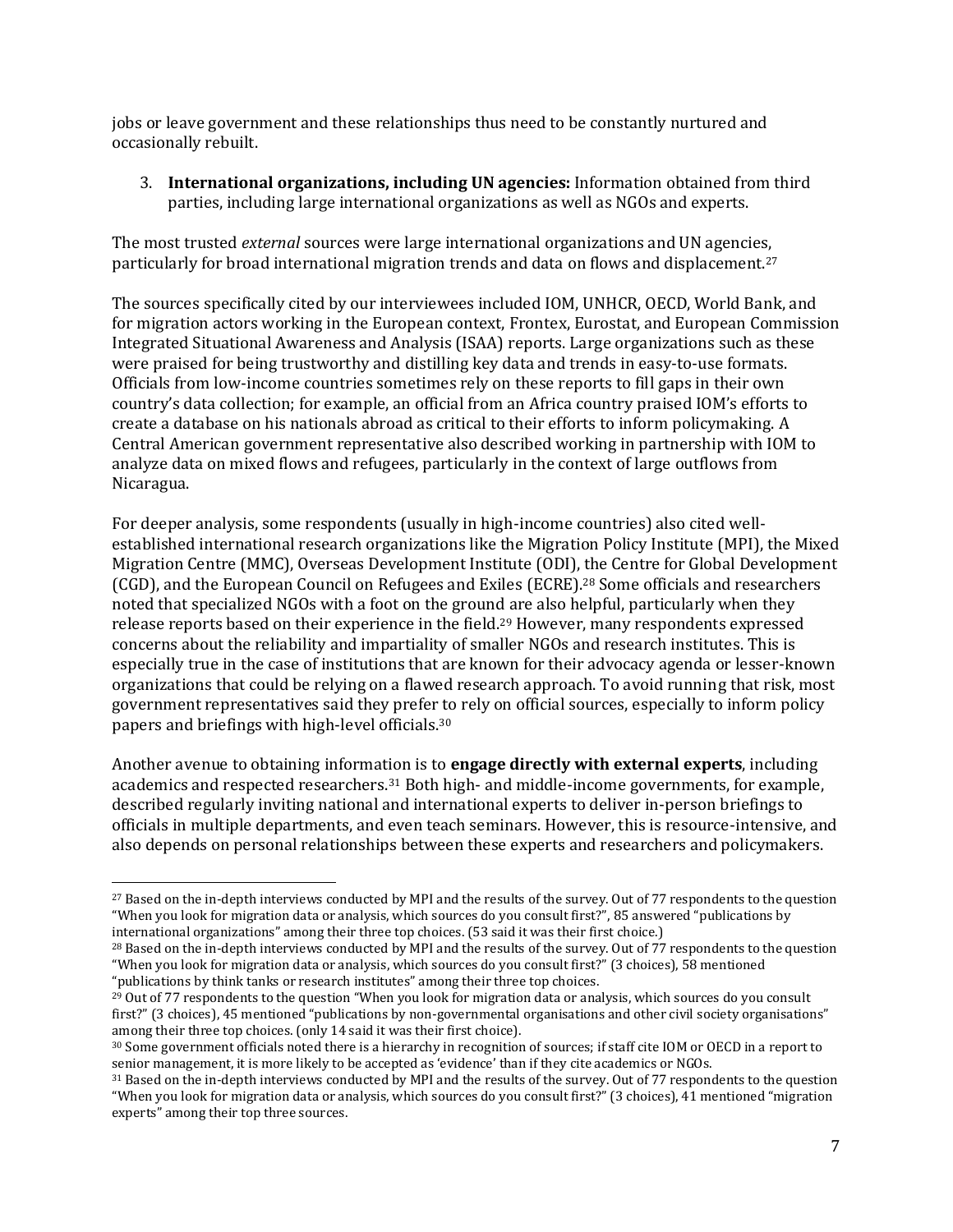jobs or leave government and these relationships thus need to be constantly nurtured and occasionally rebuilt.

3. **International organizations, including UN agencies:** Information obtained from third parties, including large international organizations as well as NGOs and experts.

The most trusted *external* sources were large international organizations and UN agencies, particularly for broad international migration trends and data on flows and displacement.[27]

The sources specifically cited by our interviewees included IOM, UNHCR, OECD, World Bank, and for migration actors working in the European context, Frontex, Eurostat, and European Commission Integrated Situational Awareness and Analysis (ISAA) reports. Large organizations such as these were praised for being trustworthy and distilling key data and trends in easy-to-use formats. Officials from low-income countries sometimes rely on these reports to fill gaps in their own country's data collection; for example, an official from an Africa country praised IOM's efforts to create a database on his nationals abroad as critical to their efforts to inform policymaking. A Central American government representative also described working in partnership with IOM to analyze data on mixed flows and refugees, particularly in the context of large outflows from Nicaragua.

For deeper analysis, some respondents (usually in high-income countries) also cited well-established international research organizations like the Migration Policy Institute (MPI), the Mixed Migration Centre (MMC), Overseas Development Institute (ODI), the Centre for Global Development (CGD), and the European Council on Refugees and Exiles (ECRE).[28] Some officials and researchers noted that specialized NGOs with a foot on the ground are also helpful, particularly when they release reports based on their experience in the field.[29] However, many respondents expressed concerns about the reliability and impartiality of smaller NGOs and research institutes. This is especially true in the case of institutions that are known for their advocacy agenda or lesser-known organizations that could be relying on a flawed research approach. To avoid running that risk, most government representatives said they prefer to rely on official sources, especially to inform policy papers and briefings with high-level officials.[30]

Another avenue to obtaining information is to **engage directly with external experts**, including academics and respected researchers.[31] Both high- and middle-income governments, for example, described regularly inviting national and international experts to deliver in-person briefings to officials in multiple departments, and even teach seminars. However, this is resource-intensive, and also depends on personal relationships between these experts and researchers and policymakers.

---

[27] Based on the in-depth interviews conducted by MPI and the results of the survey. Out of 77 respondents to the question "When you look for migration data or analysis, which sources do you consult first?", 85 answered "publications by international organizations" among their three top choices. (53 said it was their first choice.)

[28] Based on the in-depth interviews conducted by MPI and the results of the survey. Out of 77 respondents to the question "When you look for migration data or analysis, which sources do you consult first?" (3 choices), 58 mentioned "publications by think tanks or research institutes" among their three top choices.

[29] Out of 77 respondents to the question "When you look for migration data or analysis, which sources do you consult first?" (3 choices), 45 mentioned "publications by non-governmental organisations and other civil society organisations" among their three top choices. (only 14 said it was their first choice).

[30] Some government officials noted there is a hierarchy in recognition of sources; if staff cite IOM or OECD in a report to senior management, it is more likely to be accepted as 'evidence' than if they cite academics or NGOs.

[31] Based on the in-depth interviews conducted by MPI and the results of the survey. Out of 77 respondents to the question "When you look for migration data or analysis, which sources do you consult first?" (3 choices), 41 mentioned "migration experts" among their top three sources.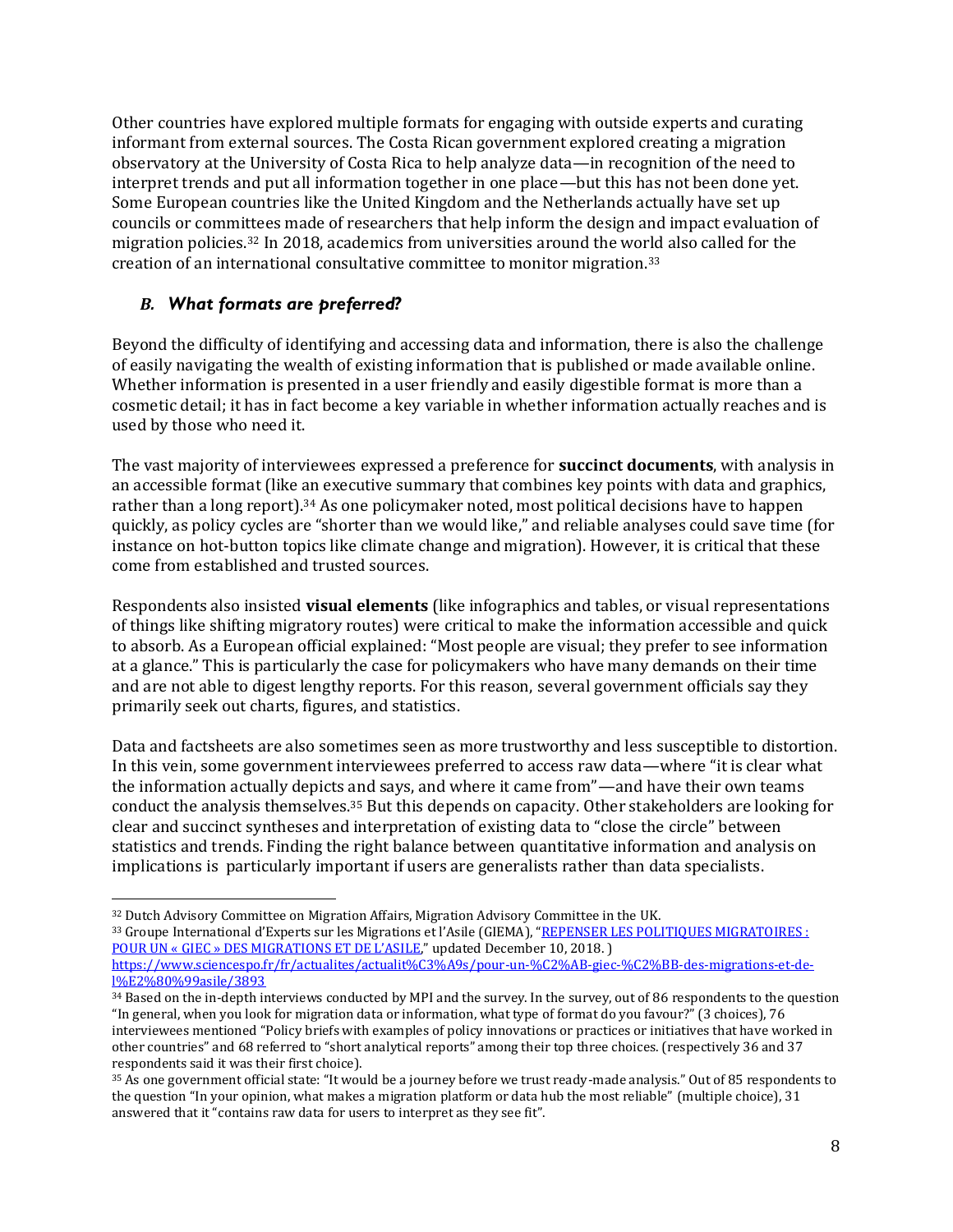Other countries have explored multiple formats for engaging with outside experts and curating informant from external sources. The Costa Rican government explored creating a migration observatory at the University of Costa Rica to help analyze data—in recognition of the need to interpret trends and put all information together in one place—but this has not been done yet. Some European countries like the United Kingdom and the Netherlands actually have set up councils or committees made of researchers that help inform the design and impact evaluation of migration policies.[32] In 2018, academics from universities around the world also called for the creation of an international consultative committee to monitor migration.[33]

### *B. What formats are preferred?*

Beyond the difficulty of identifying and accessing data and information, there is also the challenge of easily navigating the wealth of existing information that is published or made available online. Whether information is presented in a user friendly and easily digestible format is more than a cosmetic detail; it has in fact become a key variable in whether information actually reaches and is used by those who need it.

The vast majority of interviewees expressed a preference for **succinct documents**, with analysis in an accessible format (like an executive summary that combines key points with data and graphics, rather than a long report).[34] As one policymaker noted, most political decisions have to happen quickly, as policy cycles are "shorter than we would like," and reliable analyses could save time (for instance on hot-button topics like climate change and migration). However, it is critical that these come from established and trusted sources.

Respondents also insisted **visual elements** (like infographics and tables, or visual representations of things like shifting migratory routes) were critical to make the information accessible and quick to absorb. As a European official explained: "Most people are visual; they prefer to see information at a glance." This is particularly the case for policymakers who have many demands on their time and are not able to digest lengthy reports. For this reason, several government officials say they primarily seek out charts, figures, and statistics.

Data and factsheets are also sometimes seen as more trustworthy and less susceptible to distortion. In this vein, some government interviewees preferred to access raw data—where "it is clear what the information actually depicts and says, and where it came from"—and have their own teams conduct the analysis themselves.[35] But this depends on capacity. Other stakeholders are looking for clear and succinct syntheses and interpretation of existing data to "close the circle" between statistics and trends. Finding the right balance between quantitative information and analysis on implications is particularly important if users are generalists rather than data specialists.

---

[32] Dutch Advisory Committee on Migration Affairs, Migration Advisory Committee in the UK.

[33] Groupe International d'Experts sur les Migrations et l'Asile (GIEMA), "[REPENSER LES POLITIQUES MIGRATOIRES : POUR UN « GIEC » DES MIGRATIONS ET DE L'ASILE](https://www.sciencespo.fr/fr/actualites/actualit%C3%A9s/pour-un-%C2%AB-giec-%C2%BB-des-migrations-et-de-l%E2%80%99asile/3893)," updated December 10, 2018. ) https://www.sciencespo.fr/fr/actualites/actualit%C3%A9s/pour-un-%C2%AB-giec-%C2%BB-des-migrations-et-de-l%E2%80%99asile/3893

[34] Based on the in-depth interviews conducted by MPI and the survey. In the survey, out of 86 respondents to the question "In general, when you look for migration data or information, what type of format do you favour?" (3 choices), 76 interviewees mentioned "Policy briefs with examples of policy innovations or practices or initiatives that have worked in other countries" and 68 referred to "short analytical reports" among their top three choices. (respectively 36 and 37 respondents said it was their first choice).

[35] As one government official state: "It would be a journey before we trust ready-made analysis." Out of 85 respondents to the question "In your opinion, what makes a migration platform or data hub the most reliable" (multiple choice), 31 answered that it "contains raw data for users to interpret as they see fit".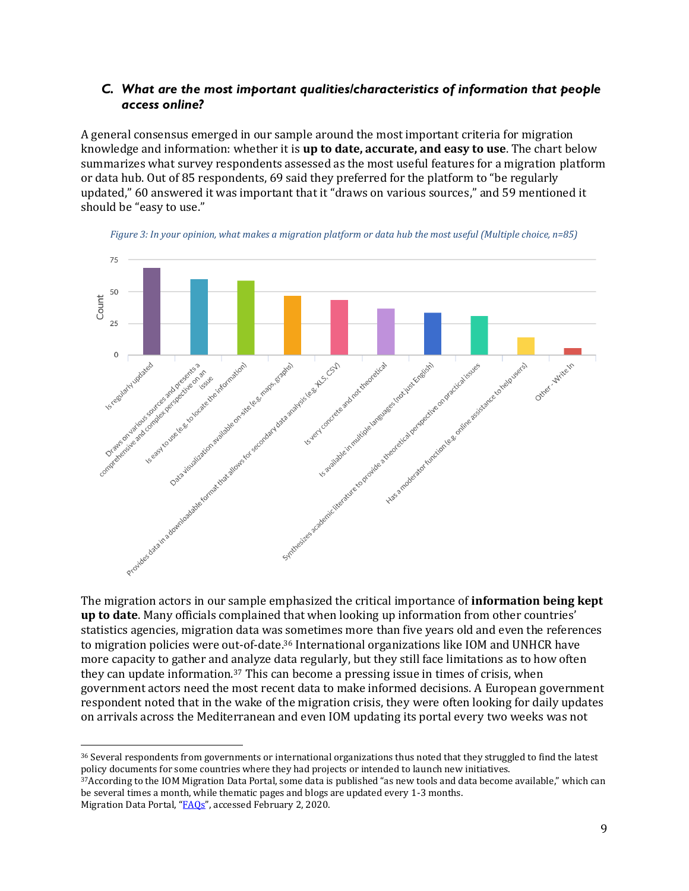### C. *What are the most important qualities/characteristics of information that people access online?*

A general consensus emerged in our sample around the most important criteria for migration knowledge and information: whether it is **up to date, accurate, and easy to use**. The chart below summarizes what survey respondents assessed as the most useful features for a migration platform or data hub. Out of 85 respondents, 69 said they preferred for the platform to "be regularly updated," 60 answered it was important that it "draws on various sources," and 59 mentioned it should be "easy to use."

*Figure 3: In your opinion, what makes a migration platform or data hub the most useful (Multiple choice, n=85)*

| Response | Count |
| --- | --- |
| Is regularly updated | 69 |
| Draws on various sources and presents a comprehensive and complex perspective on an issue | 60 |
| Is easy to use (e.g. to locate the information) | 59 |
| Data visualization available on-site (e.g. maps, graphs) | 47 |
| Provides data in a downloadable format that allows for secondary data analysis (e.g. XLS, CSV) | 44 |
| Is very concrete and not theoretical | 37 |
| Is available in multiple languages (not just English) | 34 |
| Synthesizes academic literature to provide a theoretical perspective on practical issues | 31 |
| Has a moderator function (e.g. online assistance to help users) | 14 |
| Other - Write In | 6 |

The migration actors in our sample emphasized the critical importance of **information being kept up to date**. Many officials complained that when looking up information from other countries' statistics agencies, migration data was sometimes more than five years old and even the references to migration policies were out-of-date.[36] International organizations like IOM and UNHCR have more capacity to gather and analyze data regularly, but they still face limitations as to how often they can update information.[37] This can become a pressing issue in times of crisis, when government actors need the most recent data to make informed decisions. A European government respondent noted that in the wake of the migration crisis, they were often looking for daily updates on arrivals across the Mediterranean and even IOM updating its portal every two weeks was not

---

[36] Several respondents from governments or international organizations thus noted that they struggled to find the latest policy documents for some countries where they had projects or intended to launch new initiatives.

[37] According to the IOM Migration Data Portal, some data is published "as new tools and data become available," which can be several times a month, while thematic pages and blogs are updated every 1-3 months. Migration Data Portal, "FAQs", accessed February 2, 2020.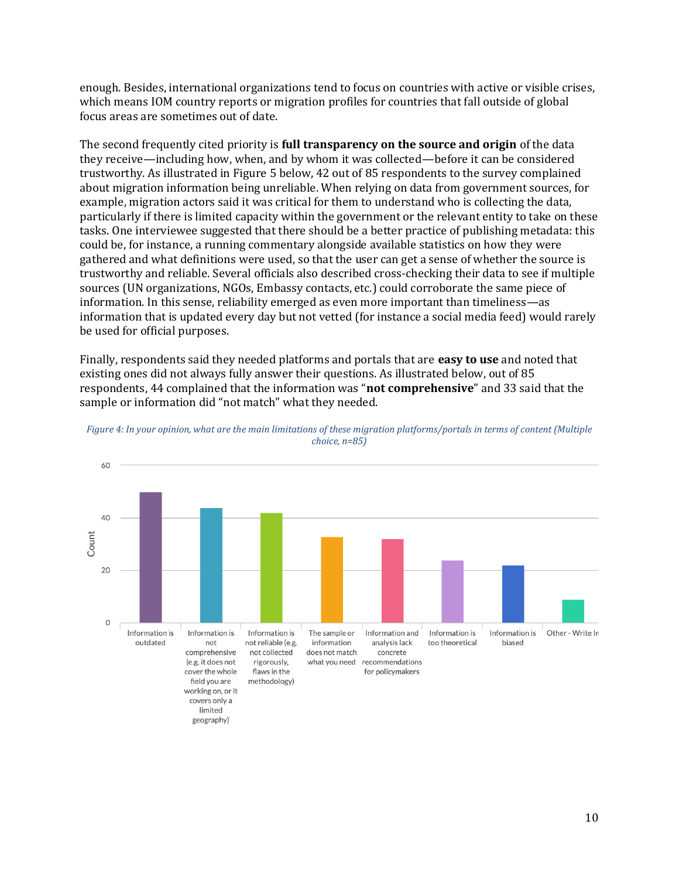enough. Besides, international organizations tend to focus on countries with active or visible crises, which means IOM country reports or migration profiles for countries that fall outside of global focus areas are sometimes out of date.

The second frequently cited priority is **full transparency on the source and origin** of the data they receive—including how, when, and by whom it was collected—before it can be considered trustworthy. As illustrated in Figure 5 below, 42 out of 85 respondents to the survey complained about migration information being unreliable. When relying on data from government sources, for example, migration actors said it was critical for them to understand who is collecting the data, particularly if there is limited capacity within the government or the relevant entity to take on these tasks. One interviewee suggested that there should be a better practice of publishing metadata: this could be, for instance, a running commentary alongside available statistics on how they were gathered and what definitions were used, so that the user can get a sense of whether the source is trustworthy and reliable. Several officials also described cross-checking their data to see if multiple sources (UN organizations, NGOs, Embassy contacts, etc.) could corroborate the same piece of information. In this sense, reliability emerged as even more important than timeliness—as information that is updated every day but not vetted (for instance a social media feed) would rarely be used for official purposes.

Finally, respondents said they needed platforms and portals that are **easy to use** and noted that existing ones did not always fully answer their questions. As illustrated below, out of 85 respondents, 44 complained that the information was "**not comprehensive**" and 33 said that the sample or information did "not match" what they needed.

*Figure 4: In your opinion, what are the main limitations of these migration platforms/portals in terms of content (Multiple choice, n=85)*

| Limitation | Count |
|---|---|
| Information is outdated | 50 |
| Information is not comprehensive (e.g. it does not cover the whole field you are working on, or it covers only a limited geography) | 44 |
| Information is not reliable (e.g. not collected rigorously, flaws in the methodology) | 42 |
| The sample or information does not match what you need | 33 |
| Information and analysis lack concrete recommendations for policymakers | 32 |
| Information is too theoretical | 24 |
| Information is biased | 22 |
| Other - Write In | 9 |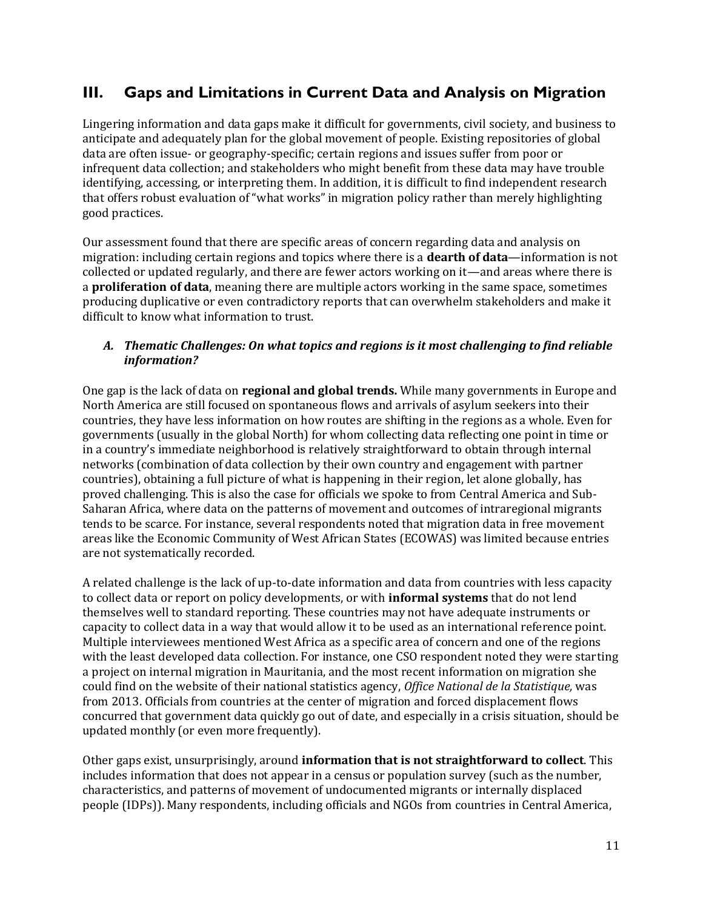## III. Gaps and Limitations in Current Data and Analysis on Migration

Lingering information and data gaps make it difficult for governments, civil society, and business to anticipate and adequately plan for the global movement of people. Existing repositories of global data are often issue- or geography-specific; certain regions and issues suffer from poor or infrequent data collection; and stakeholders who might benefit from these data may have trouble identifying, accessing, or interpreting them. In addition, it is difficult to find independent research that offers robust evaluation of "what works" in migration policy rather than merely highlighting good practices.

Our assessment found that there are specific areas of concern regarding data and analysis on migration: including certain regions and topics where there is a **dearth of data**—information is not collected or updated regularly, and there are fewer actors working on it—and areas where there is a **proliferation of data**, meaning there are multiple actors working in the same space, sometimes producing duplicative or even contradictory reports that can overwhelm stakeholders and make it difficult to know what information to trust.

### *A. Thematic Challenges: On what topics and regions is it most challenging to find reliable information?*

One gap is the lack of data on **regional and global trends.** While many governments in Europe and North America are still focused on spontaneous flows and arrivals of asylum seekers into their countries, they have less information on how routes are shifting in the regions as a whole. Even for governments (usually in the global North) for whom collecting data reflecting one point in time or in a country's immediate neighborhood is relatively straightforward to obtain through internal networks (combination of data collection by their own country and engagement with partner countries), obtaining a full picture of what is happening in their region, let alone globally, has proved challenging. This is also the case for officials we spoke to from Central America and Sub-Saharan Africa, where data on the patterns of movement and outcomes of intraregional migrants tends to be scarce. For instance, several respondents noted that migration data in free movement areas like the Economic Community of West African States (ECOWAS) was limited because entries are not systematically recorded.

A related challenge is the lack of up-to-date information and data from countries with less capacity to collect data or report on policy developments, or with **informal systems** that do not lend themselves well to standard reporting. These countries may not have adequate instruments or capacity to collect data in a way that would allow it to be used as an international reference point. Multiple interviewees mentioned West Africa as a specific area of concern and one of the regions with the least developed data collection. For instance, one CSO respondent noted they were starting a project on internal migration in Mauritania, and the most recent information on migration she could find on the website of their national statistics agency, *Office National de la Statistique,* was from 2013. Officials from countries at the center of migration and forced displacement flows concurred that government data quickly go out of date, and especially in a crisis situation, should be updated monthly (or even more frequently).

Other gaps exist, unsurprisingly, around **information that is not straightforward to collect**. This includes information that does not appear in a census or population survey (such as the number, characteristics, and patterns of movement of undocumented migrants or internally displaced people (IDPs)). Many respondents, including officials and NGOs from countries in Central America,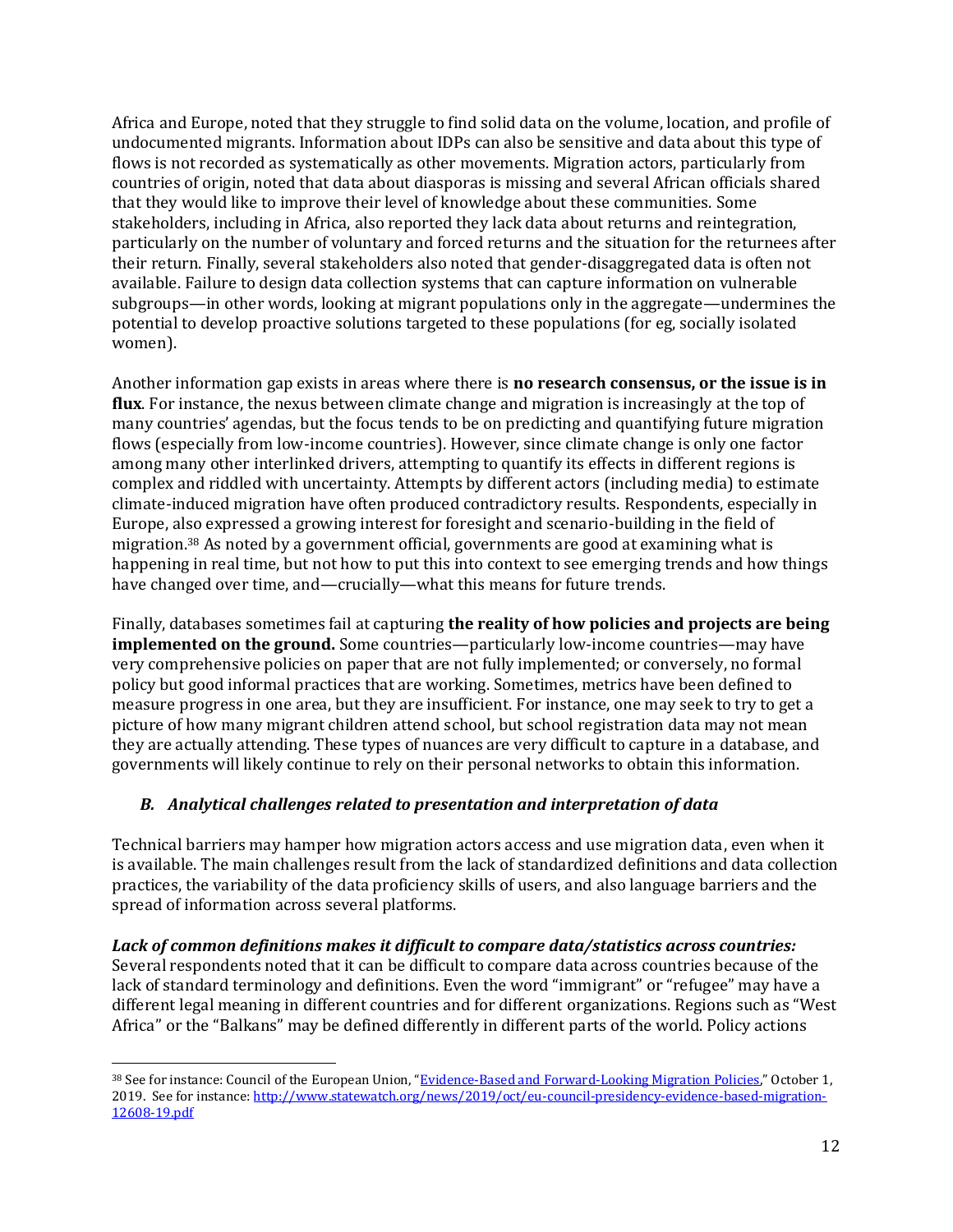Africa and Europe, noted that they struggle to find solid data on the volume, location, and profile of undocumented migrants. Information about IDPs can also be sensitive and data about this type of flows is not recorded as systematically as other movements. Migration actors, particularly from countries of origin, noted that data about diasporas is missing and several African officials shared that they would like to improve their level of knowledge about these communities. Some stakeholders, including in Africa, also reported they lack data about returns and reintegration, particularly on the number of voluntary and forced returns and the situation for the returnees after their return. Finally, several stakeholders also noted that gender-disaggregated data is often not available. Failure to design data collection systems that can capture information on vulnerable subgroups—in other words, looking at migrant populations only in the aggregate—undermines the potential to develop proactive solutions targeted to these populations (for eg, socially isolated women).

Another information gap exists in areas where there is **no research consensus, or the issue is in flux**. For instance, the nexus between climate change and migration is increasingly at the top of many countries' agendas, but the focus tends to be on predicting and quantifying future migration flows (especially from low-income countries). However, since climate change is only one factor among many other interlinked drivers, attempting to quantify its effects in different regions is complex and riddled with uncertainty. Attempts by different actors (including media) to estimate climate-induced migration have often produced contradictory results. Respondents, especially in Europe, also expressed a growing interest for foresight and scenario-building in the field of migration.[38] As noted by a government official, governments are good at examining what is happening in real time, but not how to put this into context to see emerging trends and how things have changed over time, and—crucially—what this means for future trends.

Finally, databases sometimes fail at capturing **the reality of how policies and projects are being implemented on the ground.** Some countries—particularly low-income countries—may have very comprehensive policies on paper that are not fully implemented; or conversely, no formal policy but good informal practices that are working. Sometimes, metrics have been defined to measure progress in one area, but they are insufficient. For instance, one may seek to try to get a picture of how many migrant children attend school, but school registration data may not mean they are actually attending. These types of nuances are very difficult to capture in a database, and governments will likely continue to rely on their personal networks to obtain this information.

### *B. Analytical challenges related to presentation and interpretation of data*

Technical barriers may hamper how migration actors access and use migration data, even when it is available. The main challenges result from the lack of standardized definitions and data collection practices, the variability of the data proficiency skills of users, and also language barriers and the spread of information across several platforms.

***Lack of common definitions makes it difficult to compare data/statistics across countries:*** Several respondents noted that it can be difficult to compare data across countries because of the lack of standard terminology and definitions. Even the word "immigrant" or "refugee" may have a different legal meaning in different countries and for different organizations. Regions such as "West Africa" or the "Balkans" may be defined differently in different parts of the world. Policy actions

---

[38] See for instance: Council of the European Union, "[Evidence-Based and Forward-Looking Migration Policies](http://www.statewatch.org/news/2019/oct/eu-council-presidency-evidence-based-migration-12608-19.pdf)," October 1, 2019. See for instance: http://www.statewatch.org/news/2019/oct/eu-council-presidency-evidence-based-migration-12608-19.pdf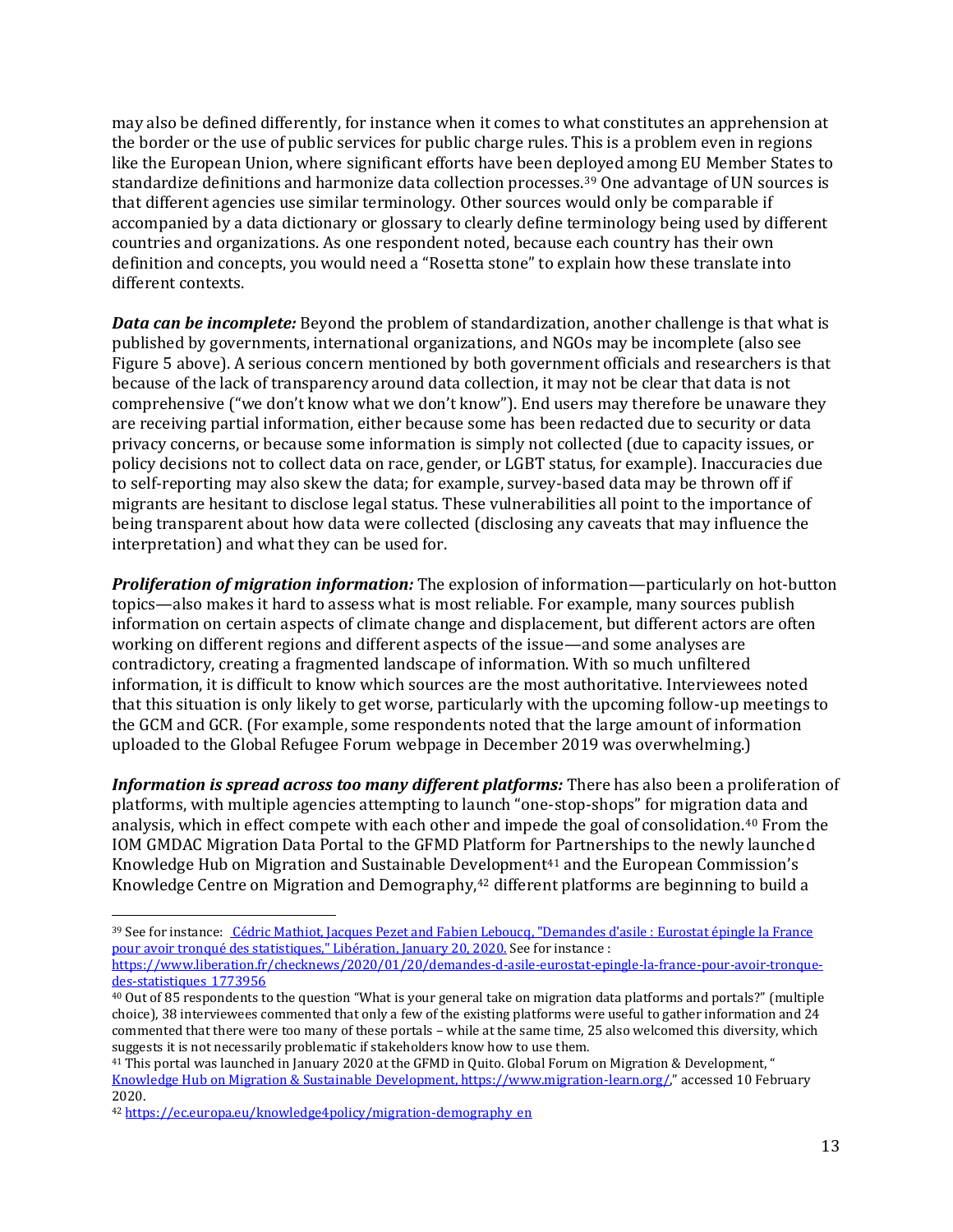may also be defined differently, for instance when it comes to what constitutes an apprehension at the border or the use of public services for public charge rules. This is a problem even in regions like the European Union, where significant efforts have been deployed among EU Member States to standardize definitions and harmonize data collection processes.[39] One advantage of UN sources is that different agencies use similar terminology. Other sources would only be comparable if accompanied by a data dictionary or glossary to clearly define terminology being used by different countries and organizations. As one respondent noted, because each country has their own definition and concepts, you would need a "Rosetta stone" to explain how these translate into different contexts.

***Data can be incomplete:*** Beyond the problem of standardization, another challenge is that what is published by governments, international organizations, and NGOs may be incomplete (also see Figure 5 above). A serious concern mentioned by both government officials and researchers is that because of the lack of transparency around data collection, it may not be clear that data is not comprehensive ("we don't know what we don't know"). End users may therefore be unaware they are receiving partial information, either because some has been redacted due to security or data privacy concerns, or because some information is simply not collected (due to capacity issues, or policy decisions not to collect data on race, gender, or LGBT status, for example). Inaccuracies due to self-reporting may also skew the data; for example, survey-based data may be thrown off if migrants are hesitant to disclose legal status. These vulnerabilities all point to the importance of being transparent about how data were collected (disclosing any caveats that may influence the interpretation) and what they can be used for.

***Proliferation of migration information:*** The explosion of information—particularly on hot-button topics—also makes it hard to assess what is most reliable. For example, many sources publish information on certain aspects of climate change and displacement, but different actors are often working on different regions and different aspects of the issue—and some analyses are contradictory, creating a fragmented landscape of information. With so much unfiltered information, it is difficult to know which sources are the most authoritative. Interviewees noted that this situation is only likely to get worse, particularly with the upcoming follow-up meetings to the GCM and GCR. (For example, some respondents noted that the large amount of information uploaded to the Global Refugee Forum webpage in December 2019 was overwhelming.)

***Information is spread across too many different platforms:*** There has also been a proliferation of platforms, with multiple agencies attempting to launch "one-stop-shops" for migration data and analysis, which in effect compete with each other and impede the goal of consolidation.[40] From the IOM GMDAC Migration Data Portal to the GFMD Platform for Partnerships to the newly launched Knowledge Hub on Migration and Sustainable Development[41] and the European Commission's Knowledge Centre on Migration and Demography,[42] different platforms are beginning to build a

---

[39] See for instance: Cédric Mathiot, Jacques Pezet and Fabien Leboucq, "Demandes d'asile : Eurostat épingle la France pour avoir tronqué des statistiques," Libération, January 20, 2020. See for instance : https://www.liberation.fr/checknews/2020/01/20/demandes-d-asile-eurostat-epingle-la-france-pour-avoir-tronque-des-statistiques_1773956

[40] Out of 85 respondents to the question "What is your general take on migration data platforms and portals?" (multiple choice), 38 interviewees commented that only a few of the existing platforms were useful to gather information and 24 commented that there were too many of these portals – while at the same time, 25 also welcomed this diversity, which suggests it is not necessarily problematic if stakeholders know how to use them.

[41] This portal was launched in January 2020 at the GFMD in Quito. Global Forum on Migration & Development, " Knowledge Hub on Migration & Sustainable Development, https://www.migration-learn.org/," accessed 10 February 2020.

[42] https://ec.europa.eu/knowledge4policy/migration-demography_en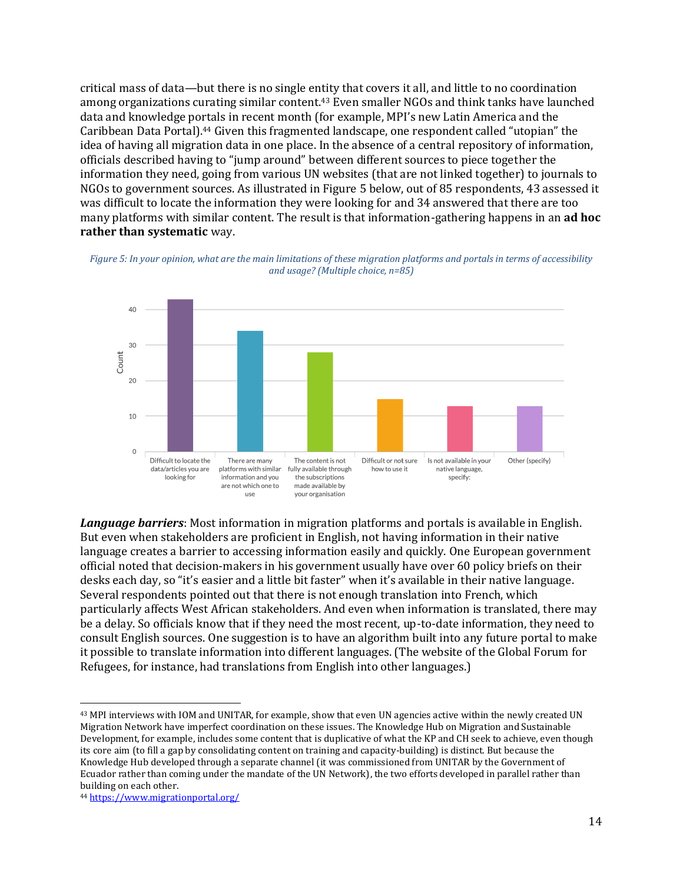critical mass of data—but there is no single entity that covers it all, and little to no coordination among organizations curating similar content.[43] Even smaller NGOs and think tanks have launched data and knowledge portals in recent month (for example, MPI's new Latin America and the Caribbean Data Portal).[44] Given this fragmented landscape, one respondent called "utopian" the idea of having all migration data in one place. In the absence of a central repository of information, officials described having to "jump around" between different sources to piece together the information they need, going from various UN websites (that are not linked together) to journals to NGOs to government sources. As illustrated in Figure 5 below, out of 85 respondents, 43 assessed it was difficult to locate the information they were looking for and 34 answered that there are too many platforms with similar content. The result is that information-gathering happens in an **ad hoc rather than systematic** way.

*Figure 5: In your opinion, what are the main limitations of these migration platforms and portals in terms of accessibility and usage? (Multiple choice, n=85)*

| Response | Count |
|---|---|
| Difficult to locate the data/articles you are looking for | 43 |
| There are many platforms with similar information and you are not which one to use | 34 |
| The content is not fully available through the subscriptions made available by your organisation | 28 |
| Difficult or not sure how to use it | 15 |
| Is not available in your native language, specify: | 13 |
| Other (specify) | 13 |

***Language barriers***: Most information in migration platforms and portals is available in English. But even when stakeholders are proficient in English, not having information in their native language creates a barrier to accessing information easily and quickly. One European government official noted that decision-makers in his government usually have over 60 policy briefs on their desks each day, so "it's easier and a little bit faster" when it's available in their native language. Several respondents pointed out that there is not enough translation into French, which particularly affects West African stakeholders. And even when information is translated, there may be a delay. So officials know that if they need the most recent, up-to-date information, they need to consult English sources. One suggestion is to have an algorithm built into any future portal to make it possible to translate information into different languages. (The website of the Global Forum for Refugees, for instance, had translations from English into other languages.)

---

[43] MPI interviews with IOM and UNITAR, for example, show that even UN agencies active within the newly created UN Migration Network have imperfect coordination on these issues. The Knowledge Hub on Migration and Sustainable Development, for example, includes some content that is duplicative of what the KP and CH seek to achieve, even though its core aim (to fill a gap by consolidating content on training and capacity-building) is distinct. But because the Knowledge Hub developed through a separate channel (it was commissioned from UNITAR by the Government of Ecuador rather than coming under the mandate of the UN Network), the two efforts developed in parallel rather than building on each other.

[44] https://www.migrationportal.org/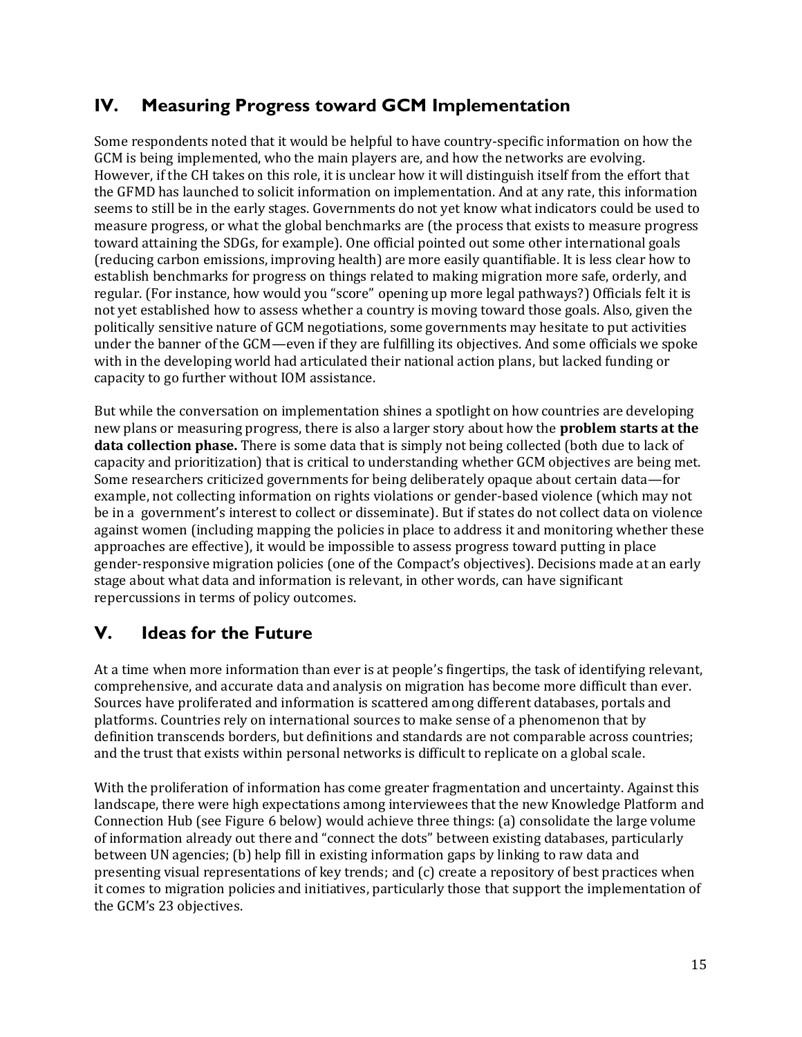## IV. Measuring Progress toward GCM Implementation

Some respondents noted that it would be helpful to have country-specific information on how the GCM is being implemented, who the main players are, and how the networks are evolving. However, if the CH takes on this role, it is unclear how it will distinguish itself from the effort that the GFMD has launched to solicit information on implementation. And at any rate, this information seems to still be in the early stages. Governments do not yet know what indicators could be used to measure progress, or what the global benchmarks are (the process that exists to measure progress toward attaining the SDGs, for example). One official pointed out some other international goals (reducing carbon emissions, improving health) are more easily quantifiable. It is less clear how to establish benchmarks for progress on things related to making migration more safe, orderly, and regular. (For instance, how would you "score" opening up more legal pathways?) Officials felt it is not yet established how to assess whether a country is moving toward those goals. Also, given the politically sensitive nature of GCM negotiations, some governments may hesitate to put activities under the banner of the GCM—even if they are fulfilling its objectives. And some officials we spoke with in the developing world had articulated their national action plans, but lacked funding or capacity to go further without IOM assistance.

But while the conversation on implementation shines a spotlight on how countries are developing new plans or measuring progress, there is also a larger story about how the **problem starts at the data collection phase.** There is some data that is simply not being collected (both due to lack of capacity and prioritization) that is critical to understanding whether GCM objectives are being met. Some researchers criticized governments for being deliberately opaque about certain data—for example, not collecting information on rights violations or gender-based violence (which may not be in a government's interest to collect or disseminate). But if states do not collect data on violence against women (including mapping the policies in place to address it and monitoring whether these approaches are effective), it would be impossible to assess progress toward putting in place gender-responsive migration policies (one of the Compact's objectives). Decisions made at an early stage about what data and information is relevant, in other words, can have significant repercussions in terms of policy outcomes.

## V. Ideas for the Future

At a time when more information than ever is at people's fingertips, the task of identifying relevant, comprehensive, and accurate data and analysis on migration has become more difficult than ever. Sources have proliferated and information is scattered among different databases, portals and platforms. Countries rely on international sources to make sense of a phenomenon that by definition transcends borders, but definitions and standards are not comparable across countries; and the trust that exists within personal networks is difficult to replicate on a global scale.

With the proliferation of information has come greater fragmentation and uncertainty. Against this landscape, there were high expectations among interviewees that the new Knowledge Platform and Connection Hub (see Figure 6 below) would achieve three things: (a) consolidate the large volume of information already out there and "connect the dots" between existing databases, particularly between UN agencies; (b) help fill in existing information gaps by linking to raw data and presenting visual representations of key trends; and (c) create a repository of best practices when it comes to migration policies and initiatives, particularly those that support the implementation of the GCM's 23 objectives.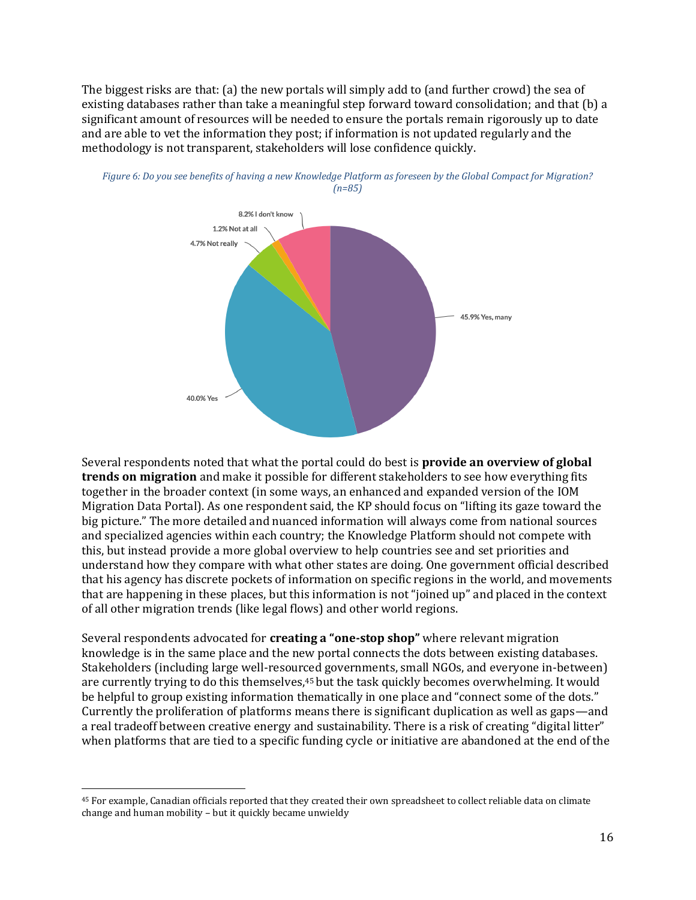The biggest risks are that: (a) the new portals will simply add to (and further crowd) the sea of existing databases rather than take a meaningful step forward toward consolidation; and that (b) a significant amount of resources will be needed to ensure the portals remain rigorously up to date and are able to vet the information they post; if information is not updated regularly and the methodology is not transparent, stakeholders will lose confidence quickly.

*Figure 6: Do you see benefits of having a new Knowledge Platform as foreseen by the Global Compact for Migration? (n=85)*

| Response | Share |
|---|---|
| Yes, many | 45.9% |
| Yes | 40.0% |
| Not really | 4.7% |
| Not at all | 1.2% |
| I don't know | 8.2% |

Several respondents noted that what the portal could do best is **provide an overview of global trends on migration** and make it possible for different stakeholders to see how everything fits together in the broader context (in some ways, an enhanced and expanded version of the IOM Migration Data Portal). As one respondent said, the KP should focus on "lifting its gaze toward the big picture." The more detailed and nuanced information will always come from national sources and specialized agencies within each country; the Knowledge Platform should not compete with this, but instead provide a more global overview to help countries see and set priorities and understand how they compare with what other states are doing. One government official described that his agency has discrete pockets of information on specific regions in the world, and movements that are happening in these places, but this information is not "joined up" and placed in the context of all other migration trends (like legal flows) and other world regions.

Several respondents advocated for **creating a "one-stop shop"** where relevant migration knowledge is in the same place and the new portal connects the dots between existing databases. Stakeholders (including large well-resourced governments, small NGOs, and everyone in-between) are currently trying to do this themselves,[45] but the task quickly becomes overwhelming. It would be helpful to group existing information thematically in one place and "connect some of the dots." Currently the proliferation of platforms means there is significant duplication as well as gaps—and a real tradeoff between creative energy and sustainability. There is a risk of creating "digital litter" when platforms that are tied to a specific funding cycle or initiative are abandoned at the end of the

[45] For example, Canadian officials reported that they created their own spreadsheet to collect reliable data on climate change and human mobility – but it quickly became unwieldy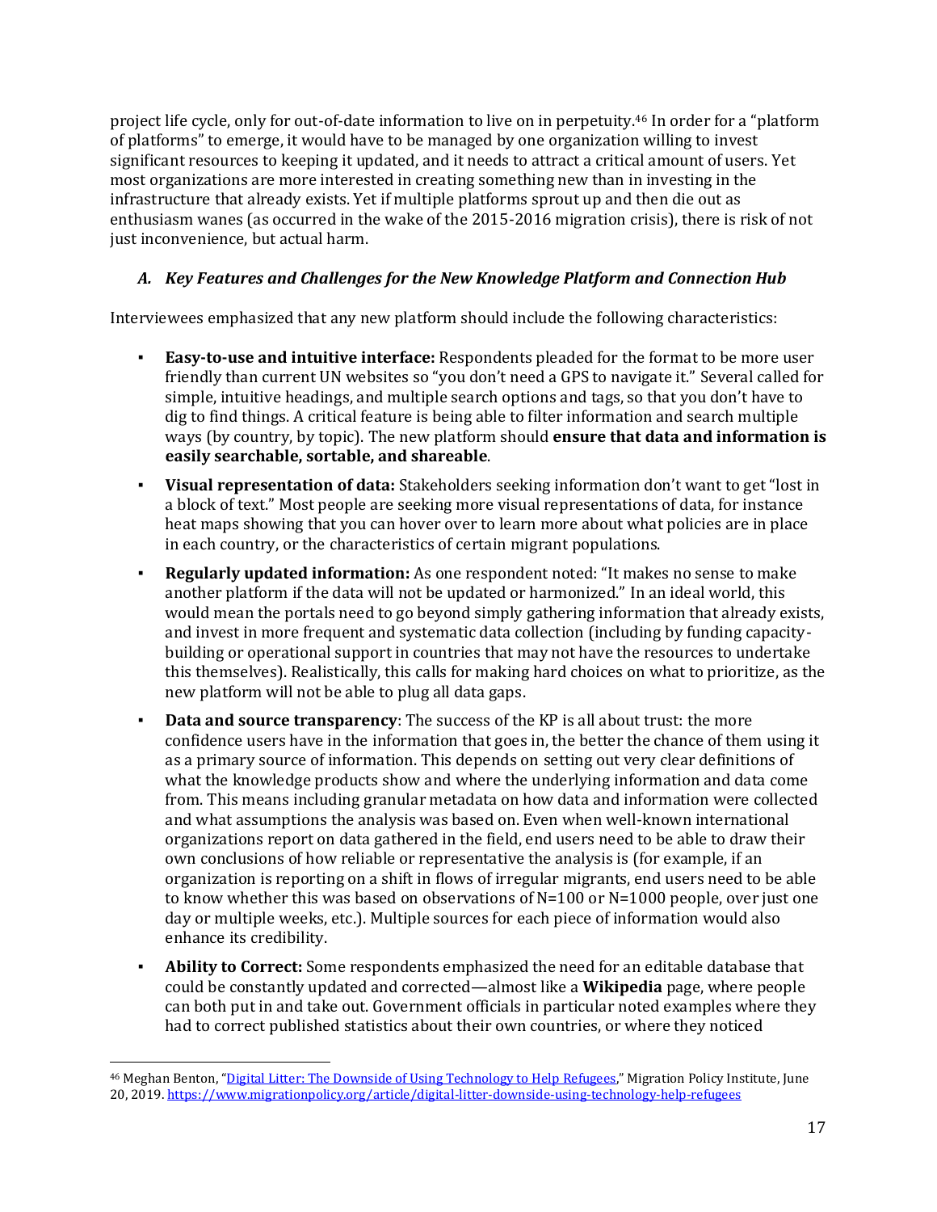project life cycle, only for out-of-date information to live on in perpetuity.[46] In order for a "platform of platforms" to emerge, it would have to be managed by one organization willing to invest significant resources to keeping it updated, and it needs to attract a critical amount of users. Yet most organizations are more interested in creating something new than in investing in the infrastructure that already exists. Yet if multiple platforms sprout up and then die out as enthusiasm wanes (as occurred in the wake of the 2015-2016 migration crisis), there is risk of not just inconvenience, but actual harm.

### *A. Key Features and Challenges for the New Knowledge Platform and Connection Hub*

Interviewees emphasized that any new platform should include the following characteristics:

- **Easy-to-use and intuitive interface:** Respondents pleaded for the format to be more user friendly than current UN websites so "you don't need a GPS to navigate it." Several called for simple, intuitive headings, and multiple search options and tags, so that you don't have to dig to find things. A critical feature is being able to filter information and search multiple ways (by country, by topic). The new platform should **ensure that data and information is easily searchable, sortable, and shareable**.
- **Visual representation of data:** Stakeholders seeking information don't want to get "lost in a block of text." Most people are seeking more visual representations of data, for instance heat maps showing that you can hover over to learn more about what policies are in place in each country, or the characteristics of certain migrant populations.
- **Regularly updated information:** As one respondent noted: "It makes no sense to make another platform if the data will not be updated or harmonized." In an ideal world, this would mean the portals need to go beyond simply gathering information that already exists, and invest in more frequent and systematic data collection (including by funding capacity-building or operational support in countries that may not have the resources to undertake this themselves). Realistically, this calls for making hard choices on what to prioritize, as the new platform will not be able to plug all data gaps.
- **Data and source transparency**: The success of the KP is all about trust: the more confidence users have in the information that goes in, the better the chance of them using it as a primary source of information. This depends on setting out very clear definitions of what the knowledge products show and where the underlying information and data come from. This means including granular metadata on how data and information were collected and what assumptions the analysis was based on. Even when well-known international organizations report on data gathered in the field, end users need to be able to draw their own conclusions of how reliable or representative the analysis is (for example, if an organization is reporting on a shift in flows of irregular migrants, end users need to be able to know whether this was based on observations of N=100 or N=1000 people, over just one day or multiple weeks, etc.). Multiple sources for each piece of information would also enhance its credibility.
- **Ability to Correct:** Some respondents emphasized the need for an editable database that could be constantly updated and corrected—almost like a **Wikipedia** page, where people can both put in and take out. Government officials in particular noted examples where they had to correct published statistics about their own countries, or where they noticed

---

[46] Meghan Benton, "[Digital Litter: The Downside of Using Technology to Help Refugees](https://www.migrationpolicy.org/article/digital-litter-downside-using-technology-help-refugees)," Migration Policy Institute, June 20, 2019. https://www.migrationpolicy.org/article/digital-litter-downside-using-technology-help-refugees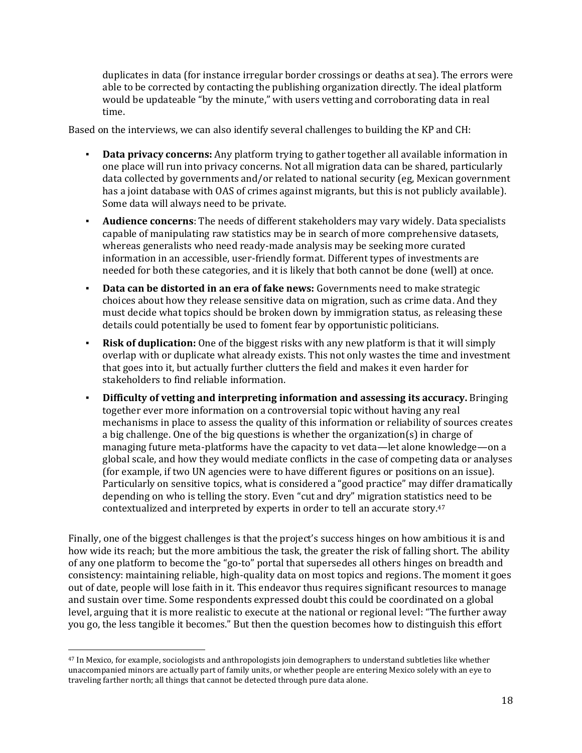duplicates in data (for instance irregular border crossings or deaths at sea). The errors were able to be corrected by contacting the publishing organization directly. The ideal platform would be updateable "by the minute," with users vetting and corroborating data in real time.

Based on the interviews, we can also identify several challenges to building the KP and CH:

- **Data privacy concerns:** Any platform trying to gather together all available information in one place will run into privacy concerns. Not all migration data can be shared, particularly data collected by governments and/or related to national security (eg, Mexican government has a joint database with OAS of crimes against migrants, but this is not publicly available). Some data will always need to be private.
- **Audience concerns**: The needs of different stakeholders may vary widely. Data specialists capable of manipulating raw statistics may be in search of more comprehensive datasets, whereas generalists who need ready-made analysis may be seeking more curated information in an accessible, user-friendly format. Different types of investments are needed for both these categories, and it is likely that both cannot be done (well) at once.
- **Data can be distorted in an era of fake news:** Governments need to make strategic choices about how they release sensitive data on migration, such as crime data. And they must decide what topics should be broken down by immigration status, as releasing these details could potentially be used to foment fear by opportunistic politicians.
- **Risk of duplication:** One of the biggest risks with any new platform is that it will simply overlap with or duplicate what already exists. This not only wastes the time and investment that goes into it, but actually further clutters the field and makes it even harder for stakeholders to find reliable information.
- **Difficulty of vetting and interpreting information and assessing its accuracy.** Bringing together ever more information on a controversial topic without having any real mechanisms in place to assess the quality of this information or reliability of sources creates a big challenge. One of the big questions is whether the organization(s) in charge of managing future meta-platforms have the capacity to vet data—let alone knowledge—on a global scale, and how they would mediate conflicts in the case of competing data or analyses (for example, if two UN agencies were to have different figures or positions on an issue). Particularly on sensitive topics, what is considered a "good practice" may differ dramatically depending on who is telling the story. Even "cut and dry" migration statistics need to be contextualized and interpreted by experts in order to tell an accurate story.[47]

Finally, one of the biggest challenges is that the project's success hinges on how ambitious it is and how wide its reach; but the more ambitious the task, the greater the risk of falling short. The ability of any one platform to become the "go-to" portal that supersedes all others hinges on breadth and consistency: maintaining reliable, high-quality data on most topics and regions. The moment it goes out of date, people will lose faith in it. This endeavor thus requires significant resources to manage and sustain over time. Some respondents expressed doubt this could be coordinated on a global level, arguing that it is more realistic to execute at the national or regional level: "The further away you go, the less tangible it becomes." But then the question becomes how to distinguish this effort

[47] In Mexico, for example, sociologists and anthropologists join demographers to understand subtleties like whether unaccompanied minors are actually part of family units, or whether people are entering Mexico solely with an eye to traveling farther north; all things that cannot be detected through pure data alone.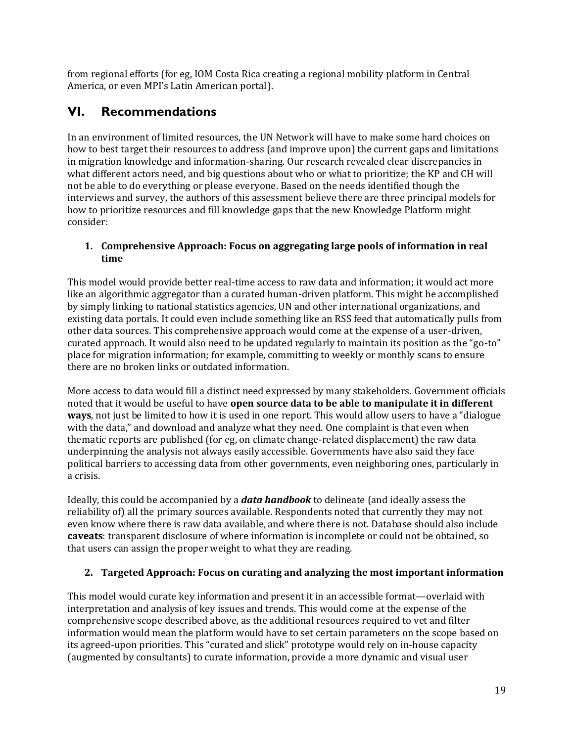from regional efforts (for eg, IOM Costa Rica creating a regional mobility platform in Central America, or even MPI's Latin American portal).

## VI. Recommendations

In an environment of limited resources, the UN Network will have to make some hard choices on how to best target their resources to address (and improve upon) the current gaps and limitations in migration knowledge and information-sharing. Our research revealed clear discrepancies in what different actors need, and big questions about who or what to prioritize; the KP and CH will not be able to do everything or please everyone. Based on the needs identified though the interviews and survey, the authors of this assessment believe there are three principal models for how to prioritize resources and fill knowledge gaps that the new Knowledge Platform might consider:

1. **Comprehensive Approach: Focus on aggregating large pools of information in real time**

This model would provide better real-time access to raw data and information; it would act more like an algorithmic aggregator than a curated human-driven platform. This might be accomplished by simply linking to national statistics agencies, UN and other international organizations, and existing data portals. It could even include something like an RSS feed that automatically pulls from other data sources. This comprehensive approach would come at the expense of a user-driven, curated approach. It would also need to be updated regularly to maintain its position as the "go-to" place for migration information; for example, committing to weekly or monthly scans to ensure there are no broken links or outdated information.

More access to data would fill a distinct need expressed by many stakeholders. Government officials noted that it would be useful to have **open source data to be able to manipulate it in different ways**, not just be limited to how it is used in one report. This would allow users to have a "dialogue with the data," and download and analyze what they need. One complaint is that even when thematic reports are published (for eg, on climate change-related displacement) the raw data underpinning the analysis not always easily accessible. Governments have also said they face political barriers to accessing data from other governments, even neighboring ones, particularly in a crisis.

Ideally, this could be accompanied by a ***data handbook*** to delineate (and ideally assess the reliability of) all the primary sources available. Respondents noted that currently they may not even know where there is raw data available, and where there is not. Database should also include **caveats**: transparent disclosure of where information is incomplete or could not be obtained, so that users can assign the proper weight to what they are reading.

2. **Targeted Approach: Focus on curating and analyzing the most important information**

This model would curate key information and present it in an accessible format—overlaid with interpretation and analysis of key issues and trends. This would come at the expense of the comprehensive scope described above, as the additional resources required to vet and filter information would mean the platform would have to set certain parameters on the scope based on its agreed-upon priorities. This "curated and slick" prototype would rely on in-house capacity (augmented by consultants) to curate information, provide a more dynamic and visual user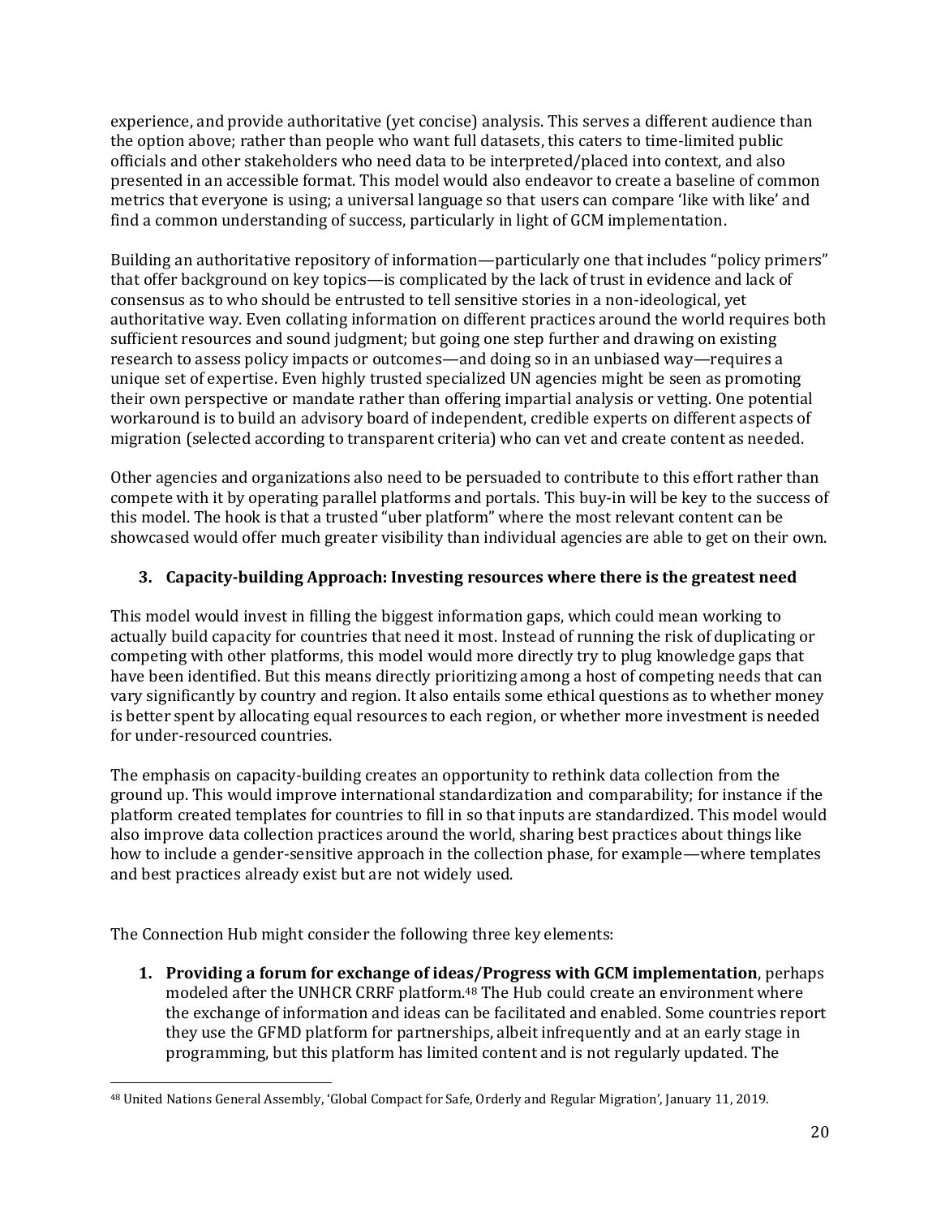experience, and provide authoritative (yet concise) analysis. This serves a different audience than the option above; rather than people who want full datasets, this caters to time-limited public officials and other stakeholders who need data to be interpreted/placed into context, and also presented in an accessible format. This model would also endeavor to create a baseline of common metrics that everyone is using; a universal language so that users can compare 'like with like' and find a common understanding of success, particularly in light of GCM implementation.

Building an authoritative repository of information—particularly one that includes "policy primers" that offer background on key topics—is complicated by the lack of trust in evidence and lack of consensus as to who should be entrusted to tell sensitive stories in a non-ideological, yet authoritative way. Even collating information on different practices around the world requires both sufficient resources and sound judgment; but going one step further and drawing on existing research to assess policy impacts or outcomes—and doing so in an unbiased way—requires a unique set of expertise. Even highly trusted specialized UN agencies might be seen as promoting their own perspective or mandate rather than offering impartial analysis or vetting. One potential workaround is to build an advisory board of independent, credible experts on different aspects of migration (selected according to transparent criteria) who can vet and create content as needed.

Other agencies and organizations also need to be persuaded to contribute to this effort rather than compete with it by operating parallel platforms and portals. This buy-in will be key to the success of this model. The hook is that a trusted "uber platform" where the most relevant content can be showcased would offer much greater visibility than individual agencies are able to get on their own.

### 3. Capacity-building Approach: Investing resources where there is the greatest need

This model would invest in filling the biggest information gaps, which could mean working to actually build capacity for countries that need it most. Instead of running the risk of duplicating or competing with other platforms, this model would more directly try to plug knowledge gaps that have been identified. But this means directly prioritizing among a host of competing needs that can vary significantly by country and region. It also entails some ethical questions as to whether money is better spent by allocating equal resources to each region, or whether more investment is needed for under-resourced countries.

The emphasis on capacity-building creates an opportunity to rethink data collection from the ground up. This would improve international standardization and comparability; for instance if the platform created templates for countries to fill in so that inputs are standardized. This model would also improve data collection practices around the world, sharing best practices about things like how to include a gender-sensitive approach in the collection phase, for example—where templates and best practices already exist but are not widely used.

The Connection Hub might consider the following three key elements:

1. **Providing a forum for exchange of ideas/Progress with GCM implementation**, perhaps modeled after the UNHCR CRRF platform.[48] The Hub could create an environment where the exchange of information and ideas can be facilitated and enabled. Some countries report they use the GFMD platform for partnerships, albeit infrequently and at an early stage in programming, but this platform has limited content and is not regularly updated. The

[48] United Nations General Assembly, 'Global Compact for Safe, Orderly and Regular Migration', January 11, 2019.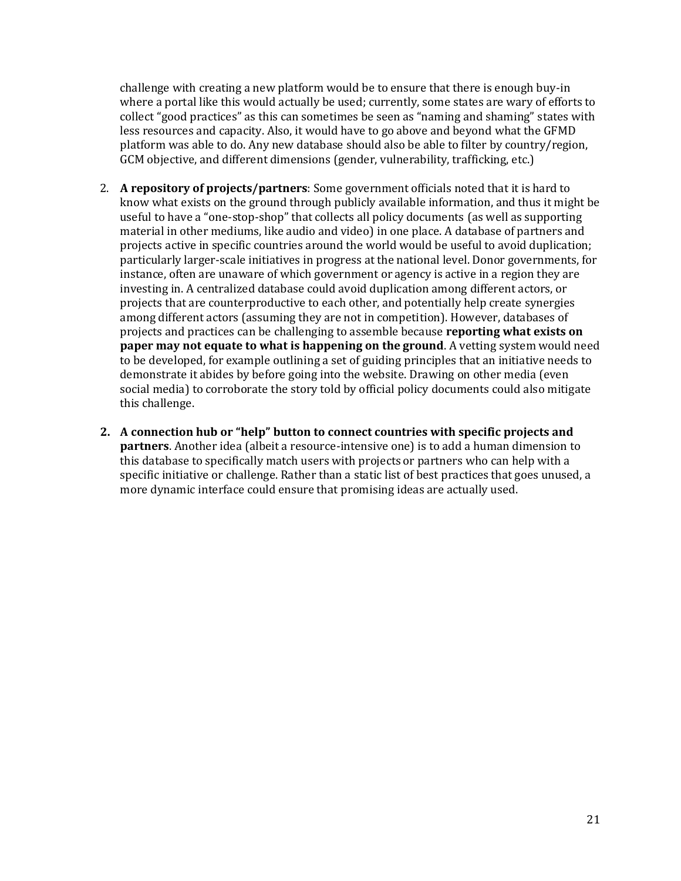challenge with creating a new platform would be to ensure that there is enough buy-in where a portal like this would actually be used; currently, some states are wary of efforts to collect "good practices" as this can sometimes be seen as "naming and shaming" states with less resources and capacity. Also, it would have to go above and beyond what the GFMD platform was able to do. Any new database should also be able to filter by country/region, GCM objective, and different dimensions (gender, vulnerability, trafficking, etc.)

2. **A repository of projects/partners**: Some government officials noted that it is hard to know what exists on the ground through publicly available information, and thus it might be useful to have a "one-stop-shop" that collects all policy documents (as well as supporting material in other mediums, like audio and video) in one place. A database of partners and projects active in specific countries around the world would be useful to avoid duplication; particularly larger-scale initiatives in progress at the national level. Donor governments, for instance, often are unaware of which government or agency is active in a region they are investing in. A centralized database could avoid duplication among different actors, or projects that are counterproductive to each other, and potentially help create synergies among different actors (assuming they are not in competition). However, databases of projects and practices can be challenging to assemble because **reporting what exists on paper may not equate to what is happening on the ground**. A vetting system would need to be developed, for example outlining a set of guiding principles that an initiative needs to demonstrate it abides by before going into the website. Drawing on other media (even social media) to corroborate the story told by official policy documents could also mitigate this challenge.

2. **A connection hub or "help" button to connect countries with specific projects and partners**. Another idea (albeit a resource-intensive one) is to add a human dimension to this database to specifically match users with projects or partners who can help with a specific initiative or challenge. Rather than a static list of best practices that goes unused, a more dynamic interface could ensure that promising ideas are actually used.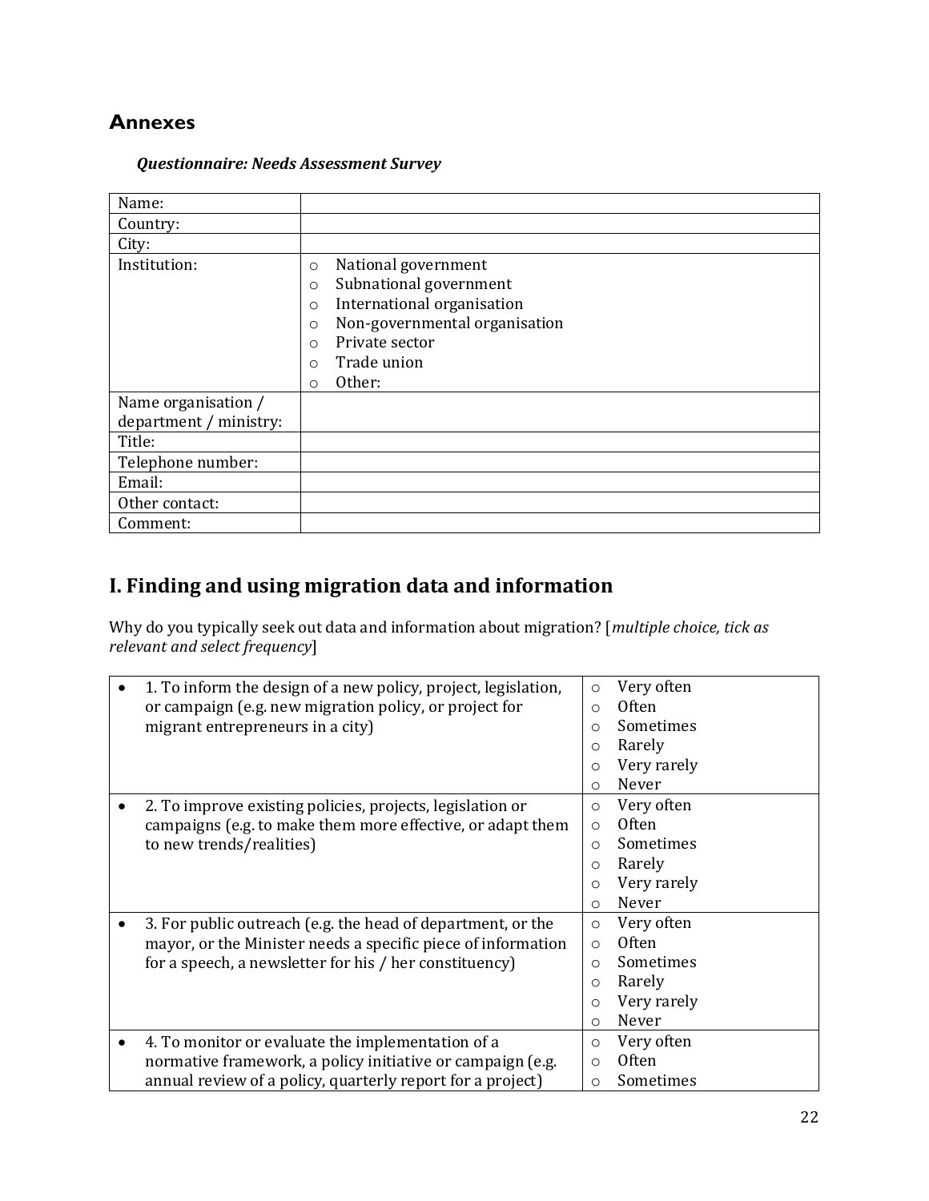## Annexes

***Questionnaire: Needs Assessment Survey***

| Name: | |
|---|---|
| Country: | |
| City: | |
| Institution: | ○ National government<br>○ Subnational government<br>○ International organisation<br>○ Non-governmental organisation<br>○ Private sector<br>○ Trade union<br>○ Other: |
| Name organisation / department / ministry: | |
| Title: | |
| Telephone number: | |
| Email: | |
| Other contact: | |
| Comment: | |

# I. Finding and using migration data and information

Why do you typically seek out data and information about migration? [*multiple choice, tick as relevant and select frequency*]

| | |
|---|---|
| • 1. To inform the design of a new policy, project, legislation, or campaign (e.g. new migration policy, or project for migrant entrepreneurs in a city) | ○ Very often<br>○ Often<br>○ Sometimes<br>○ Rarely<br>○ Very rarely<br>○ Never |
| • 2. To improve existing policies, projects, legislation or campaigns (e.g. to make them more effective, or adapt them to new trends/realities) | ○ Very often<br>○ Often<br>○ Sometimes<br>○ Rarely<br>○ Very rarely<br>○ Never |
| • 3. For public outreach (e.g. the head of department, or the mayor, or the Minister needs a specific piece of information for a speech, a newsletter for his / her constituency) | ○ Very often<br>○ Often<br>○ Sometimes<br>○ Rarely<br>○ Very rarely<br>○ Never |
| • 4. To monitor or evaluate the implementation of a normative framework, a policy initiative or campaign (e.g. annual review of a policy, quarterly report for a project) | ○ Very often<br>○ Often<br>○ Sometimes |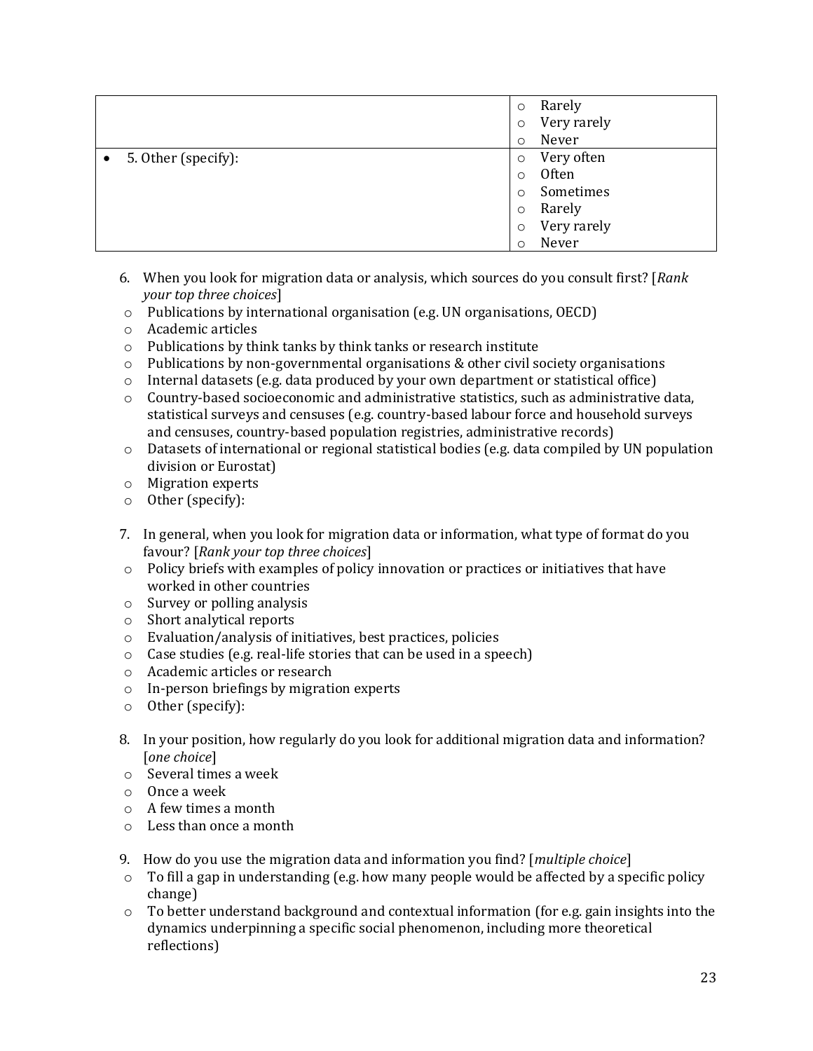| | |
|---|---|
| | ○ Rarely<br>○ Very rarely<br>○ Never |
| • 5. Other (specify): | ○ Very often<br>○ Often<br>○ Sometimes<br>○ Rarely<br>○ Very rarely<br>○ Never |

6. When you look for migration data or analysis, which sources do you consult first? [*Rank your top three choices*]

- ○ Publications by international organisation (e.g. UN organisations, OECD)
- ○ Academic articles
- ○ Publications by think tanks by think tanks or research institute
- ○ Publications by non-governmental organisations & other civil society organisations
- ○ Internal datasets (e.g. data produced by your own department or statistical office)
- ○ Country-based socioeconomic and administrative statistics, such as administrative data, statistical surveys and censuses (e.g. country-based labour force and household surveys and censuses, country-based population registries, administrative records)
- ○ Datasets of international or regional statistical bodies (e.g. data compiled by UN population division or Eurostat)
- ○ Migration experts
- ○ Other (specify):

7. In general, when you look for migration data or information, what type of format do you favour? [*Rank your top three choices*]

- ○ Policy briefs with examples of policy innovation or practices or initiatives that have worked in other countries
- ○ Survey or polling analysis
- ○ Short analytical reports
- ○ Evaluation/analysis of initiatives, best practices, policies
- ○ Case studies (e.g. real-life stories that can be used in a speech)
- ○ Academic articles or research
- ○ In-person briefings by migration experts
- ○ Other (specify):

8. In your position, how regularly do you look for additional migration data and information? [*one choice*]

- ○ Several times a week
- ○ Once a week
- ○ A few times a month
- ○ Less than once a month

9. How do you use the migration data and information you find? [*multiple choice*]

- ○ To fill a gap in understanding (e.g. how many people would be affected by a specific policy change)
- ○ To better understand background and contextual information (for e.g. gain insights into the dynamics underpinning a specific social phenomenon, including more theoretical reflections)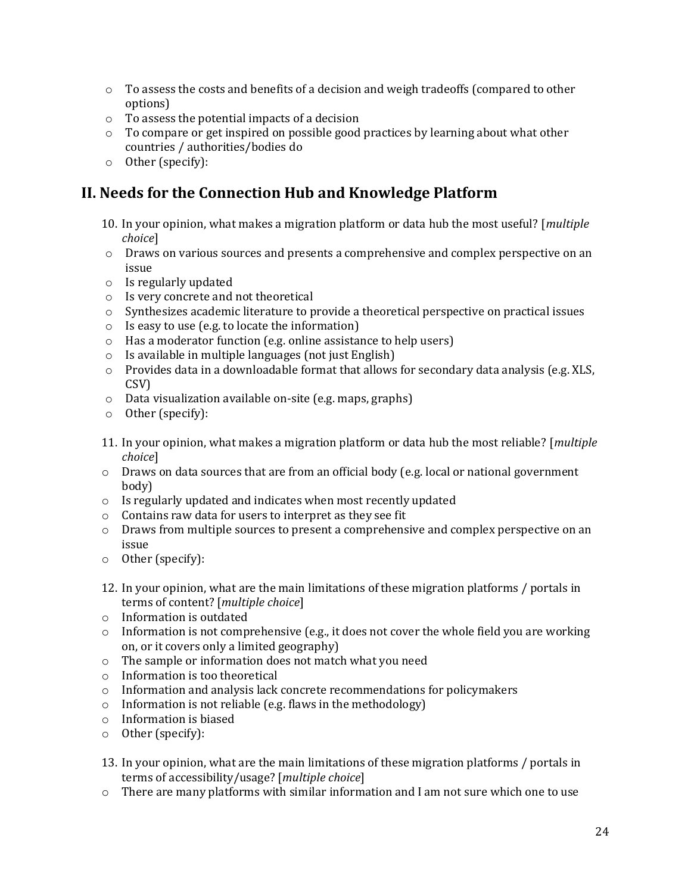- To assess the costs and benefits of a decision and weigh tradeoffs (compared to other options)
- To assess the potential impacts of a decision
- To compare or get inspired on possible good practices by learning about what other countries / authorities/bodies do
- Other (specify):

## II. Needs for the Connection Hub and Knowledge Platform

10. In your opinion, what makes a migration platform or data hub the most useful? [*multiple choice*]

- Draws on various sources and presents a comprehensive and complex perspective on an issue
- Is regularly updated
- Is very concrete and not theoretical
- Synthesizes academic literature to provide a theoretical perspective on practical issues
- Is easy to use (e.g. to locate the information)
- Has a moderator function (e.g. online assistance to help users)
- Is available in multiple languages (not just English)
- Provides data in a downloadable format that allows for secondary data analysis (e.g. XLS, CSV)
- Data visualization available on-site (e.g. maps, graphs)
- Other (specify):

11. In your opinion, what makes a migration platform or data hub the most reliable? [*multiple choice*]

- Draws on data sources that are from an official body (e.g. local or national government body)
- Is regularly updated and indicates when most recently updated
- Contains raw data for users to interpret as they see fit
- Draws from multiple sources to present a comprehensive and complex perspective on an issue
- Other (specify):

12. In your opinion, what are the main limitations of these migration platforms / portals in terms of content? [*multiple choice*]

- Information is outdated
- Information is not comprehensive (e.g., it does not cover the whole field you are working on, or it covers only a limited geography)
- The sample or information does not match what you need
- Information is too theoretical
- Information and analysis lack concrete recommendations for policymakers
- Information is not reliable (e.g. flaws in the methodology)
- Information is biased
- Other (specify):

13. In your opinion, what are the main limitations of these migration platforms / portals in terms of accessibility/usage? [*multiple choice*]

- There are many platforms with similar information and I am not sure which one to use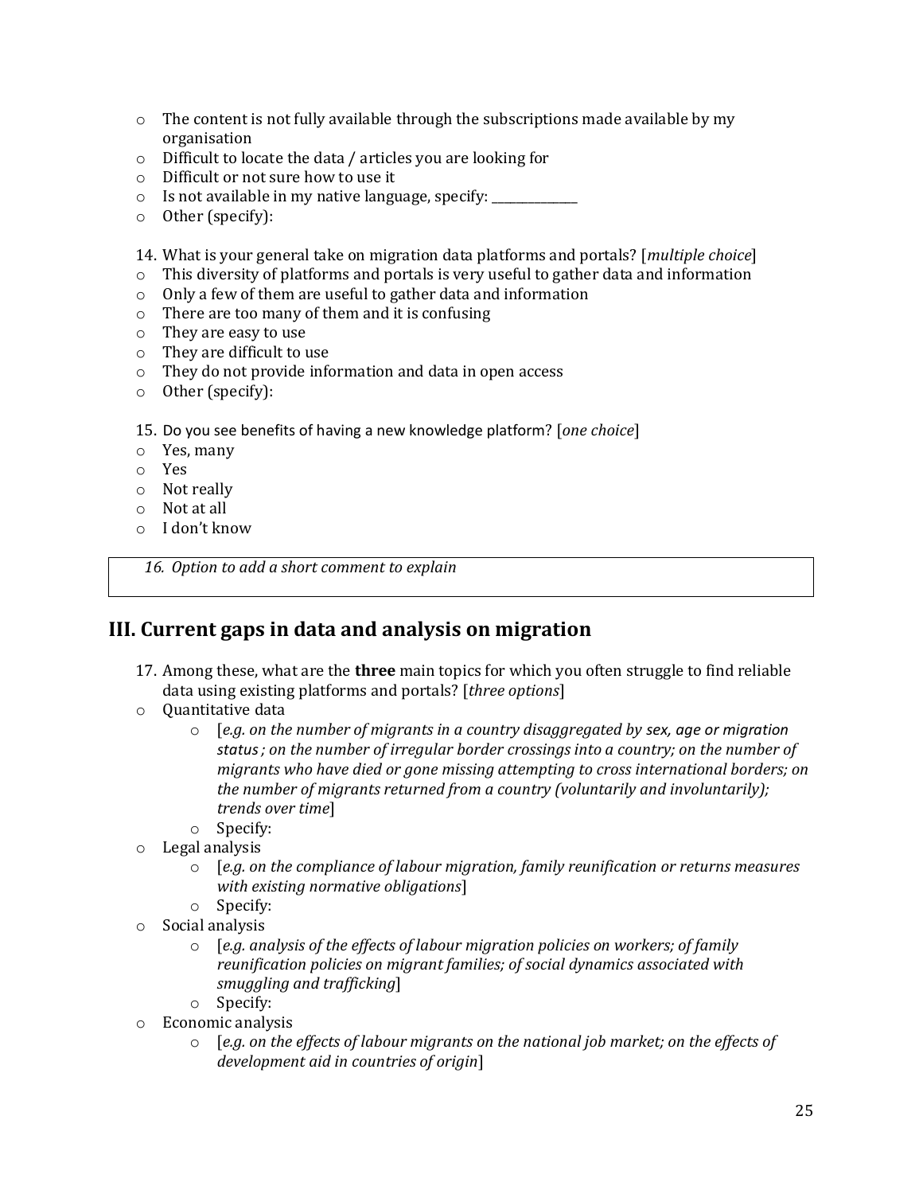- The content is not fully available through the subscriptions made available by my organisation
- Difficult to locate the data / articles you are looking for
- Difficult or not sure how to use it
- Is not available in my native language, specify: ______________
- Other (specify):

14. What is your general take on migration data platforms and portals? [*multiple choice*]

- This diversity of platforms and portals is very useful to gather data and information
- Only a few of them are useful to gather data and information
- There are too many of them and it is confusing
- They are easy to use
- They are difficult to use
- They do not provide information and data in open access
- Other (specify):

15. Do you see benefits of having a new knowledge platform? [*one choice*]

- Yes, many
- Yes
- Not really
- Not at all
- I don't know

| *16. Option to add a short comment to explain* |
|---|

## III. Current gaps in data and analysis on migration

17. Among these, what are the **three** main topics for which you often struggle to find reliable data using existing platforms and portals? [*three options*]

- Quantitative data
  - [*e.g. on the number of migrants in a country disaggregated by sex, age or migration status ; on the number of irregular border crossings into a country; on the number of migrants who have died or gone missing attempting to cross international borders; on the number of migrants returned from a country (voluntarily and involuntarily); trends over time*]
  - Specify:
- Legal analysis
  - [*e.g. on the compliance of labour migration, family reunification or returns measures with existing normative obligations*]
  - Specify:
- Social analysis
  - [*e.g. analysis of the effects of labour migration policies on workers; of family reunification policies on migrant families; of social dynamics associated with smuggling and trafficking*]
  - Specify:
- Economic analysis
  - [*e.g. on the effects of labour migrants on the national job market; on the effects of development aid in countries of origin*]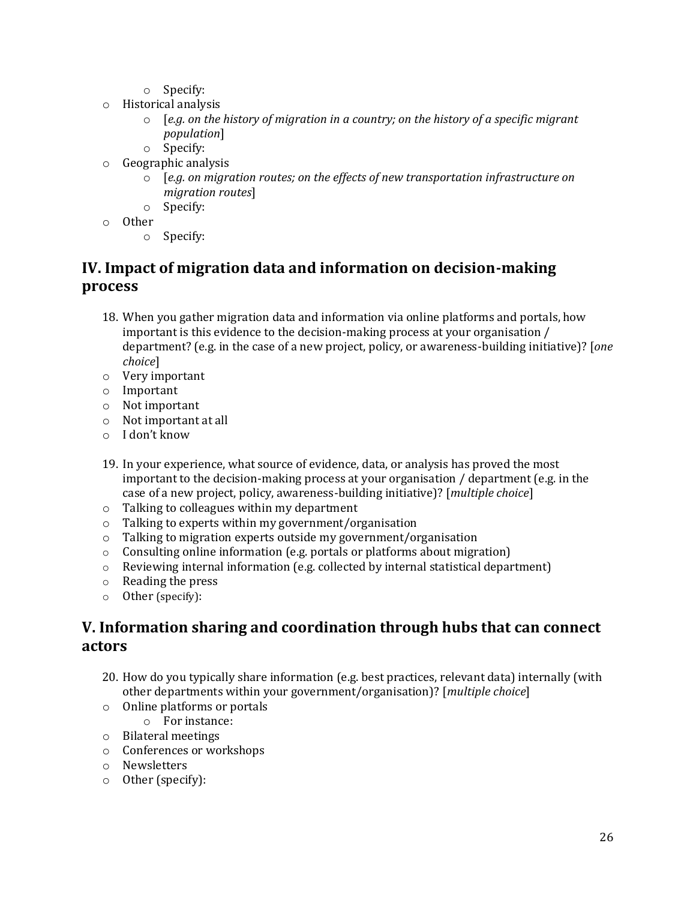- Specify:
- Historical analysis
    - [*e.g. on the history of migration in a country; on the history of a specific migrant population*]
    - Specify:
- Geographic analysis
    - [*e.g. on migration routes; on the effects of new transportation infrastructure on migration routes*]
    - Specify:
- Other
    - Specify:

## IV. Impact of migration data and information on decision-making process

18. When you gather migration data and information via online platforms and portals, how important is this evidence to the decision-making process at your organisation / department? (e.g. in the case of a new project, policy, or awareness-building initiative)? [*one choice*]

- Very important
- Important
- Not important
- Not important at all
- I don't know

19. In your experience, what source of evidence, data, or analysis has proved the most important to the decision-making process at your organisation / department (e.g. in the case of a new project, policy, awareness-building initiative)? [*multiple choice*]

- Talking to colleagues within my department
- Talking to experts within my government/organisation
- Talking to migration experts outside my government/organisation
- Consulting online information (e.g. portals or platforms about migration)
- Reviewing internal information (e.g. collected by internal statistical department)
- Reading the press
- Other (specify):

## V. Information sharing and coordination through hubs that can connect actors

20. How do you typically share information (e.g. best practices, relevant data) internally (with other departments within your government/organisation)? [*multiple choice*]

- Online platforms or portals
    - For instance:
- Bilateral meetings
- Conferences or workshops
- Newsletters
- Other (specify):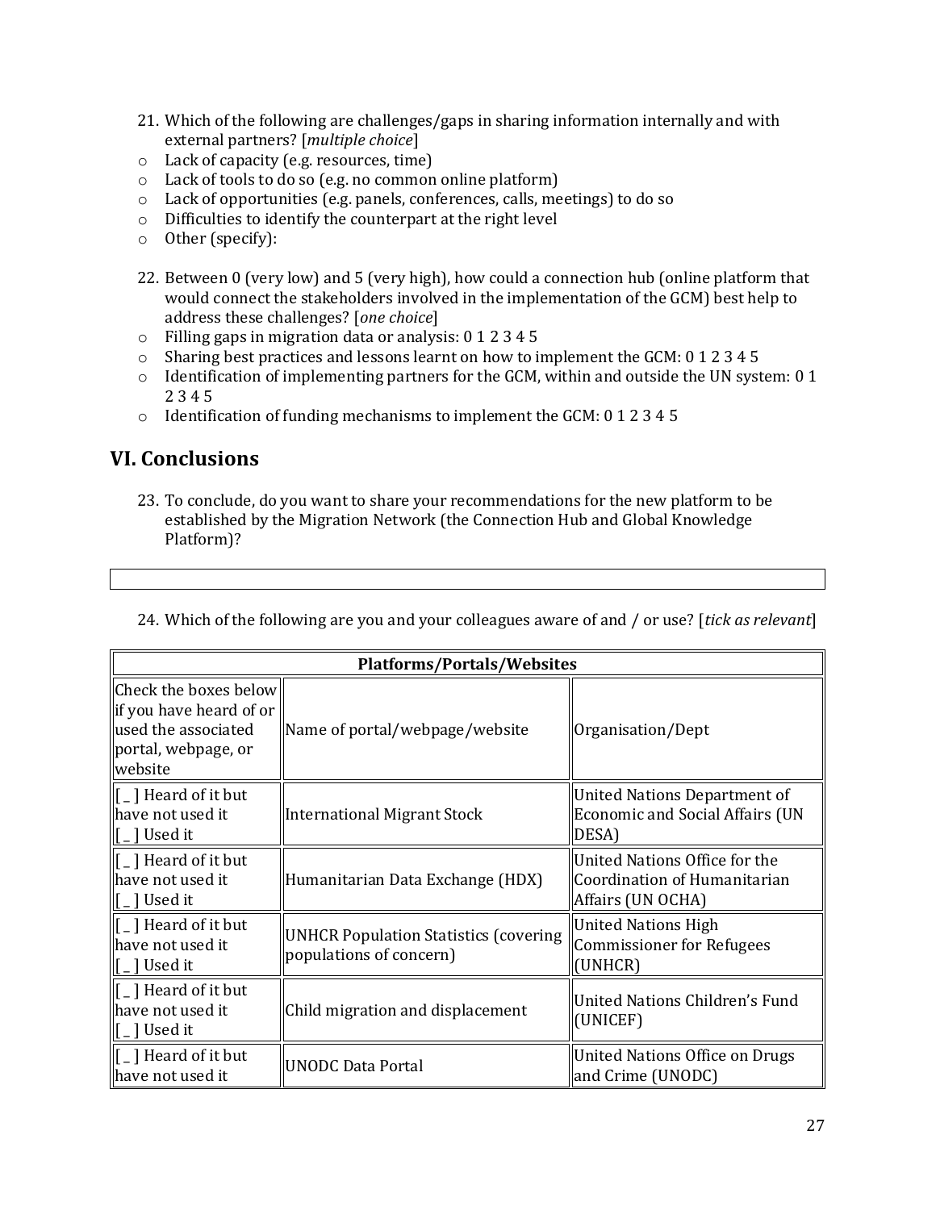21. Which of the following are challenges/gaps in sharing information internally and with external partners? [*multiple choice*]
- Lack of capacity (e.g. resources, time)
- Lack of tools to do so (e.g. no common online platform)
- Lack of opportunities (e.g. panels, conferences, calls, meetings) to do so
- Difficulties to identify the counterpart at the right level
- Other (specify):

22. Between 0 (very low) and 5 (very high), how could a connection hub (online platform that would connect the stakeholders involved in the implementation of the GCM) best help to address these challenges? [*one choice*]
- Filling gaps in migration data or analysis: 0 1 2 3 4 5
- Sharing best practices and lessons learnt on how to implement the GCM: 0 1 2 3 4 5
- Identification of implementing partners for the GCM, within and outside the UN system: 0 1 2 3 4 5
- Identification of funding mechanisms to implement the GCM: 0 1 2 3 4 5

## VI. Conclusions

23. To conclude, do you want to share your recommendations for the new platform to be established by the Migration Network (the Connection Hub and Global Knowledge Platform)?

| |
|---|
| |

24. Which of the following are you and your colleagues aware of and / or use? [*tick as relevant*]

| Platforms/Portals/Websites | | |
|---|---|---|
| Check the boxes below if you have heard of or used the associated portal, webpage, or website | Name of portal/webpage/website | Organisation/Dept |
| [ _ ] Heard of it but have not used it<br>[ _ ] Used it | International Migrant Stock | United Nations Department of Economic and Social Affairs (UN DESA) |
| [ _ ] Heard of it but have not used it<br>[ _ ] Used it | Humanitarian Data Exchange (HDX) | United Nations Office for the Coordination of Humanitarian Affairs (UN OCHA) |
| [ _ ] Heard of it but have not used it<br>[ _ ] Used it | UNHCR Population Statistics (covering populations of concern) | United Nations High Commissioner for Refugees (UNHCR) |
| [ _ ] Heard of it but have not used it<br>[ _ ] Used it | Child migration and displacement | United Nations Children's Fund (UNICEF) |
| [ _ ] Heard of it but have not used it | UNODC Data Portal | United Nations Office on Drugs and Crime (UNODC) |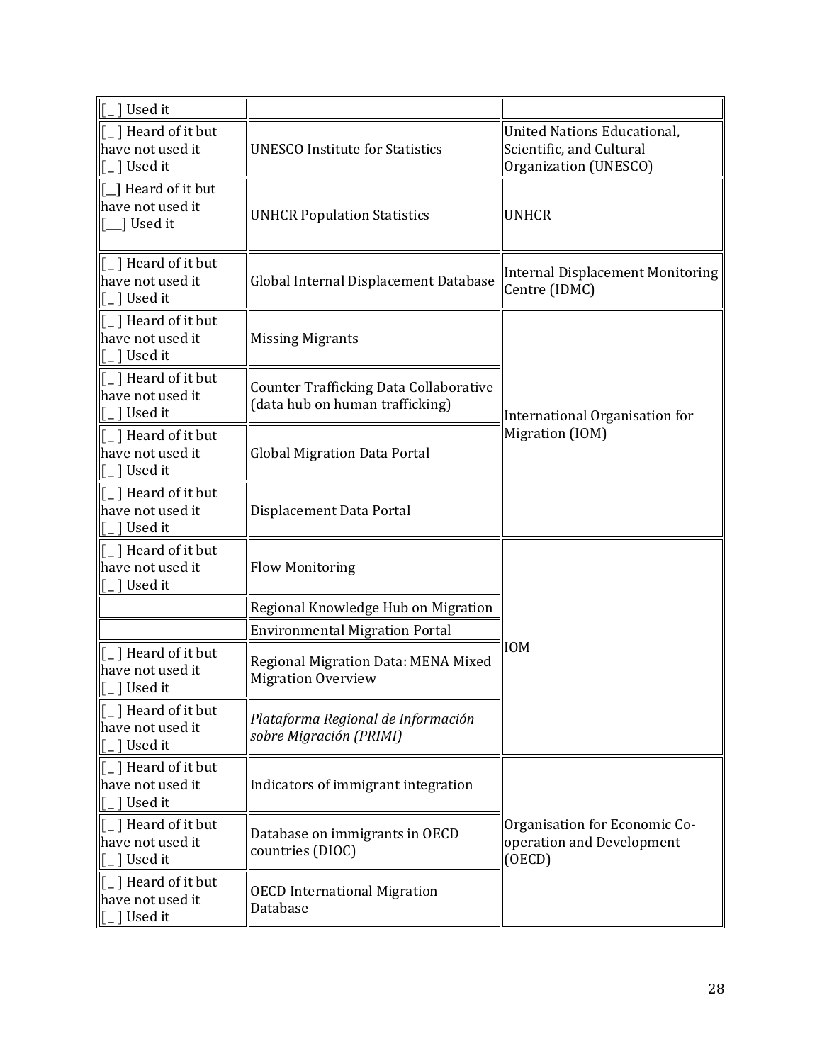| | | |
|---|---|---|
| [ _ ] Used it | | |
| [ _ ] Heard of it but have not used it [ _ ] Used it | UNESCO Institute for Statistics | United Nations Educational, Scientific, and Cultural Organization (UNESCO) |
| [__] Heard of it but have not used it [___] Used it | UNHCR Population Statistics | UNHCR |
| [ _ ] Heard of it but have not used it [ _ ] Used it | Global Internal Displacement Database | Internal Displacement Monitoring Centre (IDMC) |
| [ _ ] Heard of it but have not used it [ _ ] Used it | Missing Migrants | International Organisation for Migration (IOM) |
| [ _ ] Heard of it but have not used it [ _ ] Used it | Counter Trafficking Data Collaborative (data hub on human trafficking) | |
| [ _ ] Heard of it but have not used it [ _ ] Used it | Global Migration Data Portal | |
| [ _ ] Heard of it but have not used it [ _ ] Used it | Displacement Data Portal | |
| [ _ ] Heard of it but have not used it [ _ ] Used it | Flow Monitoring | IOM |
| | Regional Knowledge Hub on Migration | |
| | Environmental Migration Portal | |
| [ _ ] Heard of it but have not used it [ _ ] Used it | Regional Migration Data: MENA Mixed Migration Overview | |
| [ _ ] Heard of it but have not used it [ _ ] Used it | *Plataforma Regional de Información sobre Migración (PRIMI)* | |
| [ _ ] Heard of it but have not used it [ _ ] Used it | Indicators of immigrant integration | Organisation for Economic Co-operation and Development (OECD) |
| [ _ ] Heard of it but have not used it [ _ ] Used it | Database on immigrants in OECD countries (DIOC) | |
| [ _ ] Heard of it but have not used it [ _ ] Used it | OECD International Migration Database | |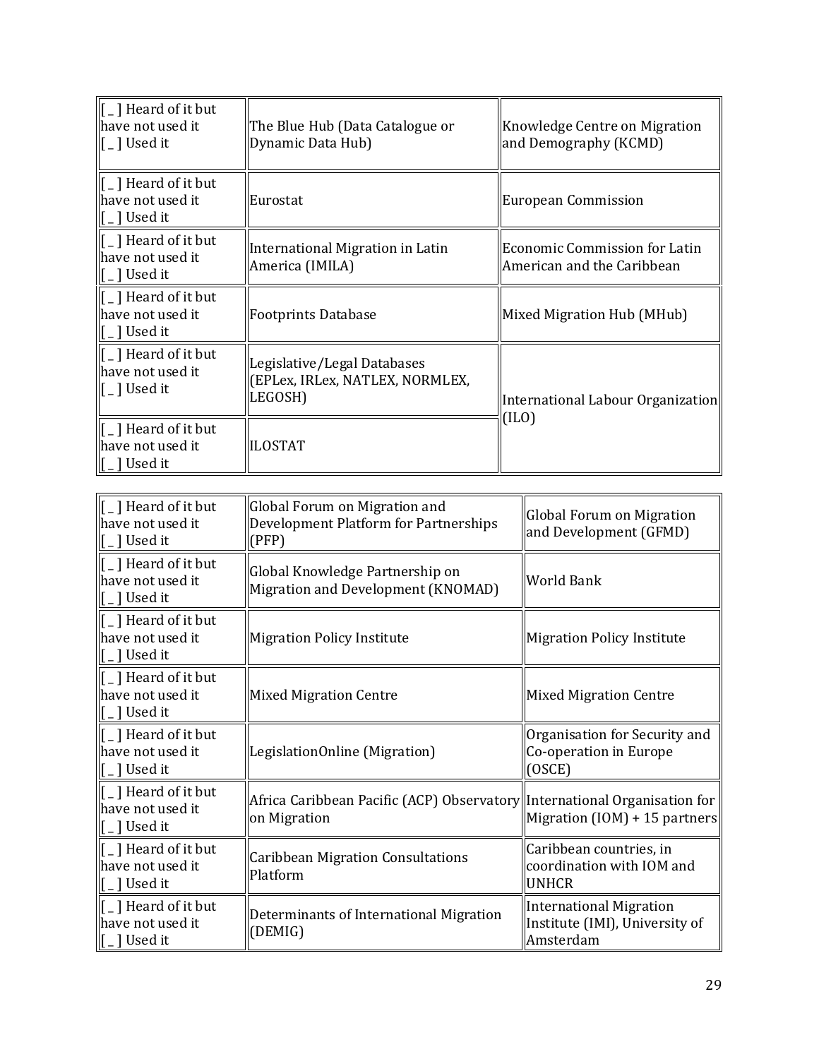| | | |
|---|---|---|
| [ _ ] Heard of it but have not used it<br>[ _ ] Used it | The Blue Hub (Data Catalogue or Dynamic Data Hub) | Knowledge Centre on Migration and Demography (KCMD) |
| [ _ ] Heard of it but have not used it<br>[ _ ] Used it | Eurostat | European Commission |
| [ _ ] Heard of it but have not used it<br>[ _ ] Used it | International Migration in Latin America (IMILA) | Economic Commission for Latin American and the Caribbean |
| [ _ ] Heard of it but have not used it<br>[ _ ] Used it | Footprints Database | Mixed Migration Hub (MHub) |
| [ _ ] Heard of it but have not used it<br>[ _ ] Used it | Legislative/Legal Databases (EPLex, IRLex, NATLEX, NORMLEX, LEGOSH) | International Labour Organization (ILO) |
| [ _ ] Heard of it but have not used it<br>[ _ ] Used it | ILOSTAT | |

| | | |
|---|---|---|
| [ _ ] Heard of it but have not used it<br>[ _ ] Used it | Global Forum on Migration and Development Platform for Partnerships (PFP) | Global Forum on Migration and Development (GFMD) |
| [ _ ] Heard of it but have not used it<br>[ _ ] Used it | Global Knowledge Partnership on Migration and Development (KNOMAD) | World Bank |
| [ _ ] Heard of it but have not used it<br>[ _ ] Used it | Migration Policy Institute | Migration Policy Institute |
| [ _ ] Heard of it but have not used it<br>[ _ ] Used it | Mixed Migration Centre | Mixed Migration Centre |
| [ _ ] Heard of it but have not used it<br>[ _ ] Used it | LegislationOnline (Migration) | Organisation for Security and Co-operation in Europe (OSCE) |
| [ _ ] Heard of it but have not used it<br>[ _ ] Used it | Africa Caribbean Pacific (ACP) Observatory on Migration | International Organisation for Migration (IOM) + 15 partners |
| [ _ ] Heard of it but have not used it<br>[ _ ] Used it | Caribbean Migration Consultations Platform | Caribbean countries, in coordination with IOM and UNHCR |
| [ _ ] Heard of it but have not used it<br>[ _ ] Used it | Determinants of International Migration (DEMIG) | International Migration Institute (IMI), University of Amsterdam |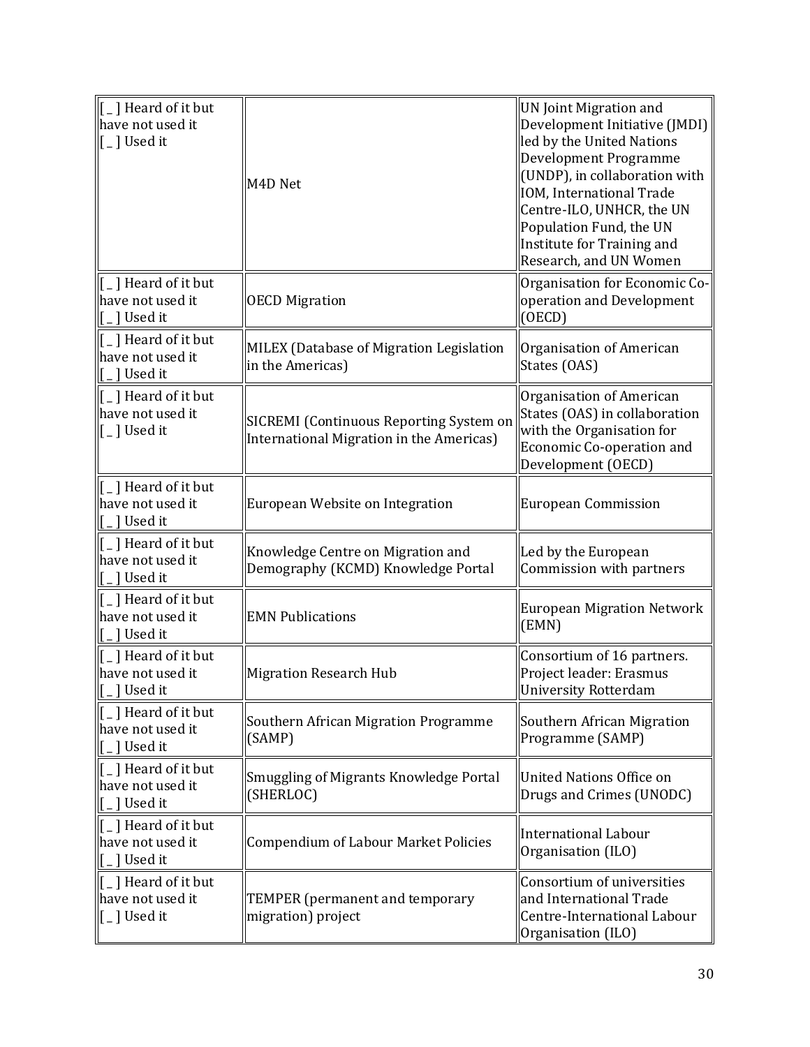| | | |
|---|---|---|
| [ _ ] Heard of it but have not used it [ _ ] Used it | M4D Net | UN Joint Migration and Development Initiative (JMDI) led by the United Nations Development Programme (UNDP), in collaboration with IOM, International Trade Centre-ILO, UNHCR, the UN Population Fund, the UN Institute for Training and Research, and UN Women |
| [ _ ] Heard of it but have not used it [ _ ] Used it | OECD Migration | Organisation for Economic Co-operation and Development (OECD) |
| [ _ ] Heard of it but have not used it [ _ ] Used it | MILEX (Database of Migration Legislation in the Americas) | Organisation of American States (OAS) |
| [ _ ] Heard of it but have not used it [ _ ] Used it | SICREMI (Continuous Reporting System on International Migration in the Americas) | Organisation of American States (OAS) in collaboration with the Organisation for Economic Co-operation and Development (OECD) |
| [ _ ] Heard of it but have not used it [ _ ] Used it | European Website on Integration | European Commission |
| [ _ ] Heard of it but have not used it [ _ ] Used it | Knowledge Centre on Migration and Demography (KCMD) Knowledge Portal | Led by the European Commission with partners |
| [ _ ] Heard of it but have not used it [ _ ] Used it | EMN Publications | European Migration Network (EMN) |
| [ _ ] Heard of it but have not used it [ _ ] Used it | Migration Research Hub | Consortium of 16 partners. Project leader: Erasmus University Rotterdam |
| [ _ ] Heard of it but have not used it [ _ ] Used it | Southern African Migration Programme (SAMP) | Southern African Migration Programme (SAMP) |
| [ _ ] Heard of it but have not used it [ _ ] Used it | Smuggling of Migrants Knowledge Portal (SHERLOC) | United Nations Office on Drugs and Crimes (UNODC) |
| [ _ ] Heard of it but have not used it [ _ ] Used it | Compendium of Labour Market Policies | International Labour Organisation (ILO) |
| [ _ ] Heard of it but have not used it [ _ ] Used it | TEMPER (permanent and temporary migration) project | Consortium of universities and International Trade Centre-International Labour Organisation (ILO) |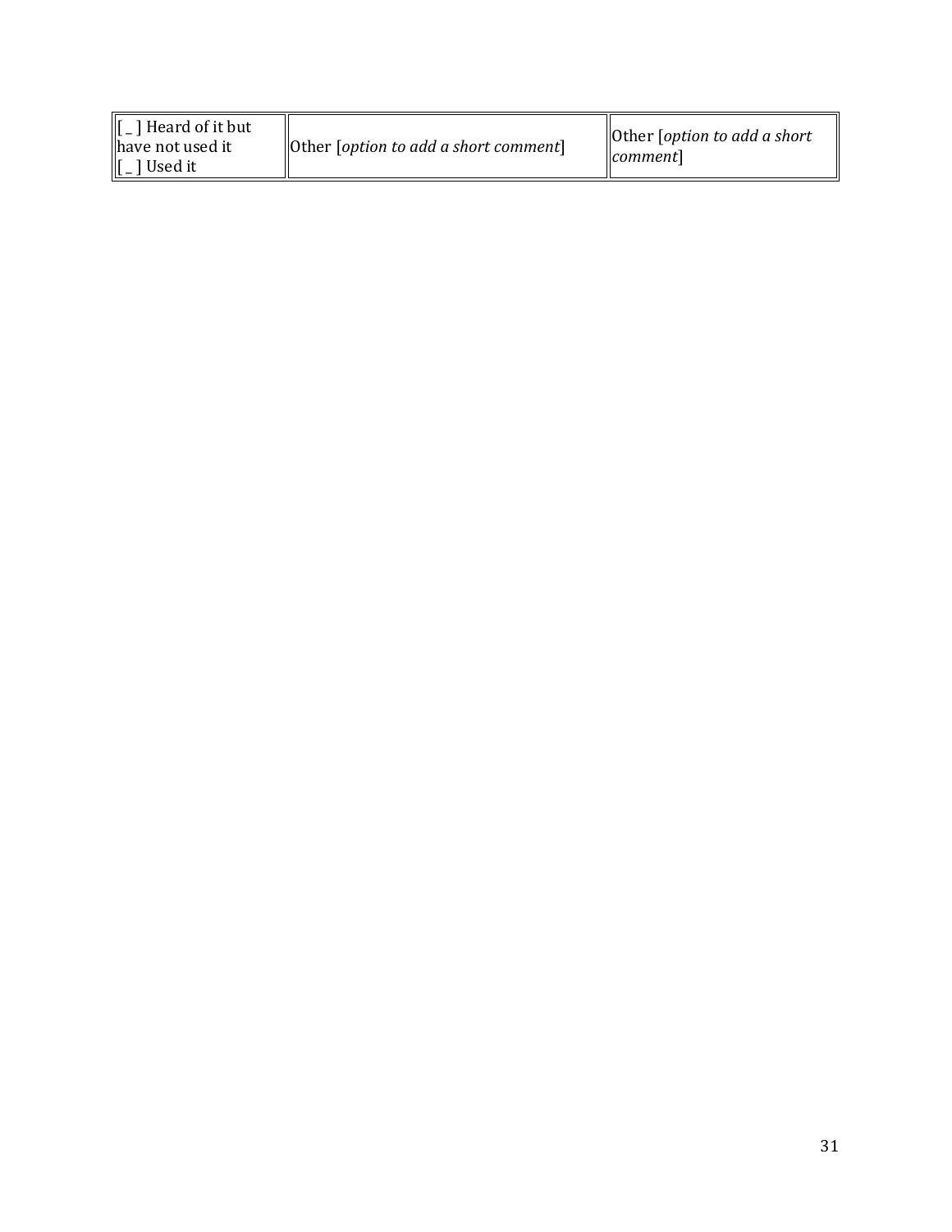| | | |
|---|---|---|
| [ _ ] Heard of it but have not used it<br>[ _ ] Used it | Other [*option to add a short comment*] | Other [*option to add a short comment*] |